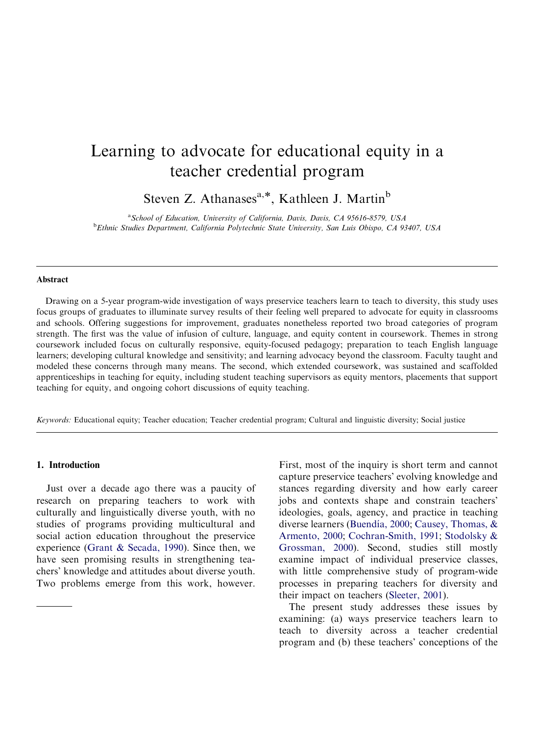# Learning to advocate for educational equity in a teacher credential program

Steven Z. Athanases[a,*], Kathleen J. Martin[b]

[a]*School of Education, University of California, Davis, Davis, CA 95616-8579, USA*
[b]*Ethnic Studies Department, California Polytechnic State University, San Luis Obispo, CA 93407, USA*

---

**Abstract**

Drawing on a 5-year program-wide investigation of ways preservice teachers learn to teach to diversity, this study uses focus groups of graduates to illuminate survey results of their feeling well prepared to advocate for equity in classrooms and schools. Offering suggestions for improvement, graduates nonetheless reported two broad categories of program strength. The first was the value of infusion of culture, language, and equity content in coursework. Themes in strong coursework included focus on culturally responsive, equity-focused pedagogy; preparation to teach English language learners; developing cultural knowledge and sensitivity; and learning advocacy beyond the classroom. Faculty taught and modeled these concerns through many means. The second, which extended coursework, was sustained and scaffolded apprenticeships in teaching for equity, including student teaching supervisors as equity mentors, placements that support teaching for equity, and ongoing cohort discussions of equity teaching.

*Keywords:* Educational equity; Teacher education; Teacher credential program; Cultural and linguistic diversity; Social justice

---

## 1. Introduction

Just over a decade ago there was a paucity of research on preparing teachers to work with culturally and linguistically diverse youth, with no studies of programs providing multicultural and social action education throughout the preservice experience (Grant & Secada, 1990). Since then, we have seen promising results in strengthening teachers' knowledge and attitudes about diverse youth. Two problems emerge from this work, however. First, most of the inquiry is short term and cannot capture preservice teachers' evolving knowledge and stances regarding diversity and how early career jobs and contexts shape and constrain teachers' ideologies, goals, agency, and practice in teaching diverse learners (Buendía, 2000; Causey, Thomas, & Armento, 2000; Cochran-Smith, 1991; Stodolsky & Grossman, 2000). Second, studies still mostly examine impact of individual preservice classes, with little comprehensive study of program-wide processes in preparing teachers for diversity and their impact on teachers (Sleeter, 2001).

The present study addresses these issues by examining: (a) ways preservice teachers learn to teach to diversity across a teacher credential program and (b) these teachers' conceptions of the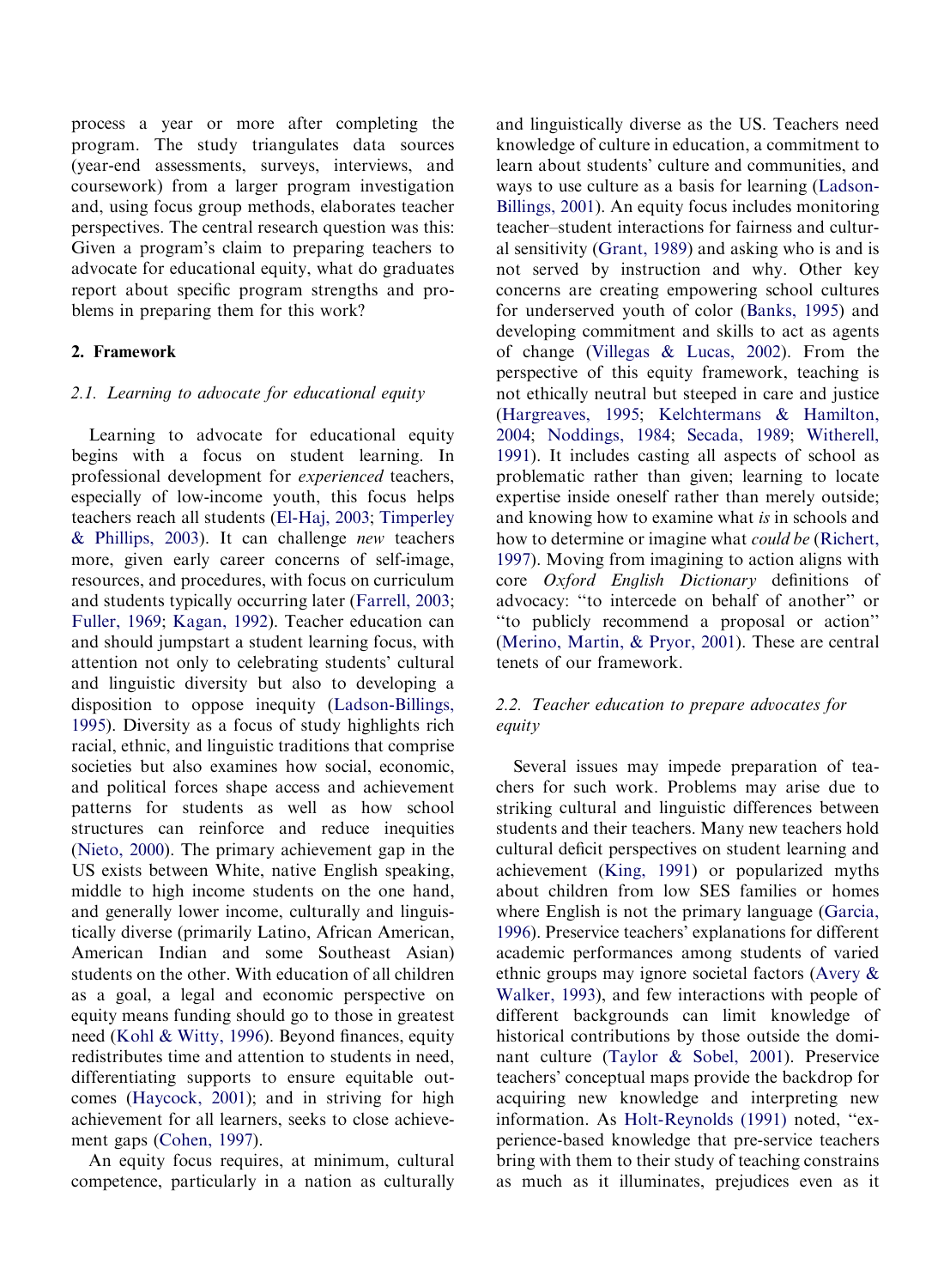process a year or more after completing the program. The study triangulates data sources (year-end assessments, surveys, interviews, and coursework) from a larger program investigation and, using focus group methods, elaborates teacher perspectives. The central research question was this: Given a program's claim to preparing teachers to advocate for educational equity, what do graduates report about specific program strengths and problems in preparing them for this work?

## 2. Framework

### 2.1. Learning to advocate for educational equity

Learning to advocate for educational equity begins with a focus on student learning. In professional development for *experienced* teachers, especially of low-income youth, this focus helps teachers reach all students (El-Haj, 2003; Timperley & Phillips, 2003). It can challenge *new* teachers more, given early career concerns of self-image, resources, and procedures, with focus on curriculum and students typically occurring later (Farrell, 2003; Fuller, 1969; Kagan, 1992). Teacher education can and should jumpstart a student learning focus, with attention not only to celebrating students' cultural and linguistic diversity but also to developing a disposition to oppose inequity (Ladson-Billings, 1995). Diversity as a focus of study highlights rich racial, ethnic, and linguistic traditions that comprise societies but also examines how social, economic, and political forces shape access and achievement patterns for students as well as how school structures can reinforce and reduce inequities (Nieto, 2000). The primary achievement gap in the US exists between White, native English speaking, middle to high income students on the one hand, and generally lower income, culturally and linguistically diverse (primarily Latino, African American, American Indian and some Southeast Asian) students on the other. With education of all children as a goal, a legal and economic perspective on equity means funding should go to those in greatest need (Kohl & Witty, 1996). Beyond finances, equity redistributes time and attention to students in need, differentiating supports to ensure equitable outcomes (Haycock, 2001); and in striving for high achievement for all learners, seeks to close achievement gaps (Cohen, 1997).

An equity focus requires, at minimum, cultural competence, particularly in a nation as culturally and linguistically diverse as the US. Teachers need knowledge of culture in education, a commitment to learn about students' culture and communities, and ways to use culture as a basis for learning (Ladson-Billings, 2001). An equity focus includes monitoring teacher–student interactions for fairness and cultural sensitivity (Grant, 1989) and asking who is and is not served by instruction and why. Other key concerns are creating empowering school cultures for underserved youth of color (Banks, 1995) and developing commitment and skills to act as agents of change (Villegas & Lucas, 2002). From the perspective of this equity framework, teaching is not ethically neutral but steeped in care and justice (Hargreaves, 1995; Kelchtermans & Hamilton, 2004; Noddings, 1984; Secada, 1989; Witherell, 1991). It includes casting all aspects of school as problematic rather than given; learning to locate expertise inside oneself rather than merely outside; and knowing how to examine what *is* in schools and how to determine or imagine what *could be* (Richert, 1997). Moving from imagining to action aligns with core *Oxford English Dictionary* definitions of advocacy: "to intercede on behalf of another" or "to publicly recommend a proposal or action" (Merino, Martin, & Pryor, 2001). These are central tenets of our framework.

### 2.2. Teacher education to prepare advocates for equity

Several issues may impede preparation of teachers for such work. Problems may arise due to striking cultural and linguistic differences between students and their teachers. Many new teachers hold cultural deficit perspectives on student learning and achievement (King, 1991) or popularized myths about children from low SES families or homes where English is not the primary language (Garcia, 1996). Preservice teachers' explanations for different academic performances among students of varied ethnic groups may ignore societal factors (Avery & Walker, 1993), and few interactions with people of different backgrounds can limit knowledge of historical contributions by those outside the dominant culture (Taylor & Sobel, 2001). Preservice teachers' conceptual maps provide the backdrop for acquiring new knowledge and interpreting new information. As Holt-Reynolds (1991) noted, "experience-based knowledge that pre-service teachers bring with them to their study of teaching constrains as much as it illuminates, prejudices even as it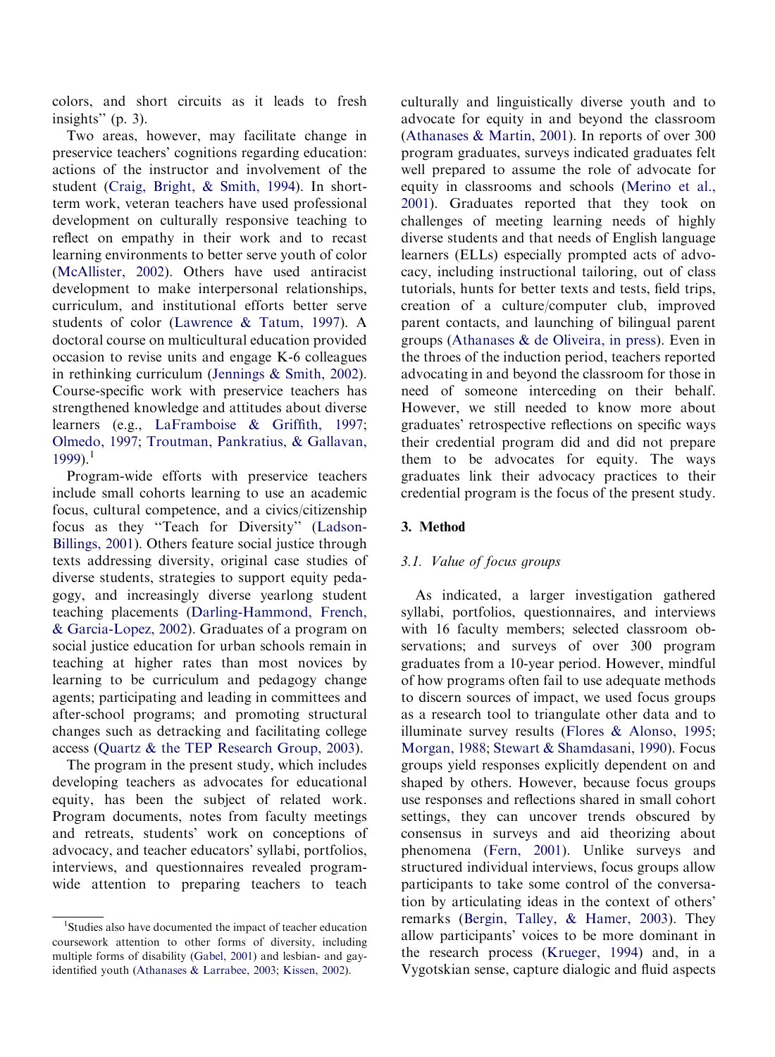colors, and short circuits as it leads to fresh insights'' (p. 3).

Two areas, however, may facilitate change in preservice teachers' cognitions regarding education: actions of the instructor and involvement of the student (Craig, Bright, & Smith, 1994). In short-term work, veteran teachers have used professional development on culturally responsive teaching to reflect on empathy in their work and to recast learning environments to better serve youth of color (McAllister, 2002). Others have used antiracist development to make interpersonal relationships, curriculum, and institutional efforts better serve students of color (Lawrence & Tatum, 1997). A doctoral course on multicultural education provided occasion to revise units and engage K-6 colleagues in rethinking curriculum (Jennings & Smith, 2002). Course-specific work with preservice teachers has strengthened knowledge and attitudes about diverse learners (e.g., LaFramboise & Griffith, 1997; Olmedo, 1997; Troutman, Pankratius, & Gallavan, 1999).[1]

Program-wide efforts with preservice teachers include small cohorts learning to use an academic focus, cultural competence, and a civics/citizenship focus as they ''Teach for Diversity'' (Ladson-Billings, 2001). Others feature social justice through texts addressing diversity, original case studies of diverse students, strategies to support equity pedagogy, and increasingly diverse yearlong student teaching placements (Darling-Hammond, French, & Garcia-Lopez, 2002). Graduates of a program on social justice education for urban schools remain in teaching at higher rates than most novices by learning to be curriculum and pedagogy change agents; participating and leading in committees and after-school programs; and promoting structural changes such as detracking and facilitating college access (Quartz & the TEP Research Group, 2003).

The program in the present study, which includes developing teachers as advocates for educational equity, has been the subject of related work. Program documents, notes from faculty meetings and retreats, students' work on conceptions of advocacy, and teacher educators' syllabi, portfolios, interviews, and questionnaires revealed program-wide attention to preparing teachers to teach culturally and linguistically diverse youth and to advocate for equity in and beyond the classroom (Athanases & Martin, 2001). In reports of over 300 program graduates, surveys indicated graduates felt well prepared to assume the role of advocate for equity in classrooms and schools (Merino et al., 2001). Graduates reported that they took on challenges of meeting learning needs of highly diverse students and that needs of English language learners (ELLs) especially prompted acts of advocacy, including instructional tailoring, out of class tutorials, hunts for better texts and tests, field trips, creation of a culture/computer club, improved parent contacts, and launching of bilingual parent groups (Athanases & de Oliveira, in press). Even in the throes of the induction period, teachers reported advocating in and beyond the classroom for those in need of someone interceding on their behalf. However, we still needed to know more about graduates' retrospective reflections on specific ways their credential program did and did not prepare them to be advocates for equity. The ways graduates link their advocacy practices to their credential program is the focus of the present study.

## 3. Method

### 3.1. Value of focus groups

As indicated, a larger investigation gathered syllabi, portfolios, questionnaires, and interviews with 16 faculty members; selected classroom observations; and surveys of over 300 program graduates from a 10-year period. However, mindful of how programs often fail to use adequate methods to discern sources of impact, we used focus groups as a research tool to triangulate other data and to illuminate survey results (Flores & Alonso, 1995; Morgan, 1988; Stewart & Shamdasani, 1990). Focus groups yield responses explicitly dependent on and shaped by others. However, because focus groups use responses and reflections shared in small cohort settings, they can uncover trends obscured by consensus in surveys and aid theorizing about phenomena (Fern, 2001). Unlike surveys and structured individual interviews, focus groups allow participants to take some control of the conversation by articulating ideas in the context of others' remarks (Bergin, Talley, & Hamer, 2003). They allow participants' voices to be more dominant in the research process (Krueger, 1994) and, in a Vygotskian sense, capture dialogic and fluid aspects

[1] Studies also have documented the impact of teacher education coursework attention to other forms of diversity, including multiple forms of disability (Gabel, 2001) and lesbian- and gay-identified youth (Athanases & Larrabee, 2003; Kissen, 2002).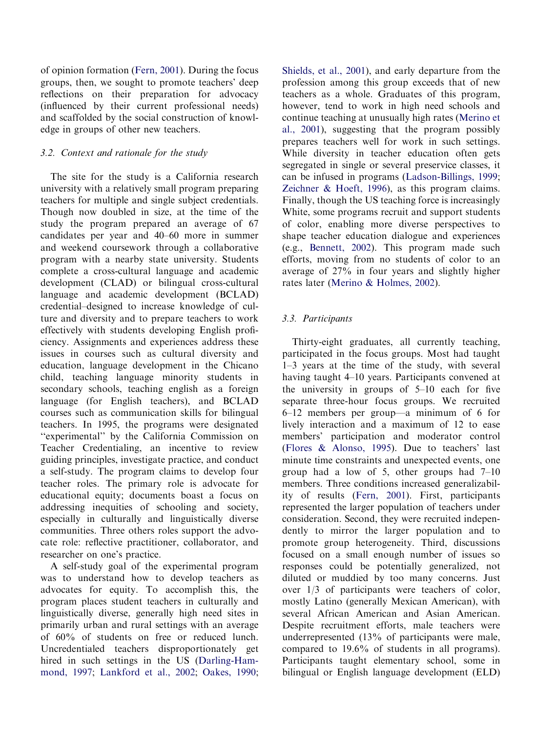of opinion formation (Fern, 2001). During the focus groups, then, we sought to promote teachers' deep reflections on their preparation for advocacy (influenced by their current professional needs) and scaffolded by the social construction of knowledge in groups of other new teachers.

### 3.2. Context and rationale for the study

The site for the study is a California research university with a relatively small program preparing teachers for multiple and single subject credentials. Though now doubled in size, at the time of the study the program prepared an average of 67 candidates per year and 40–60 more in summer and weekend coursework through a collaborative program with a nearby state university. Students complete a cross-cultural language and academic development (CLAD) or bilingual cross-cultural language and academic development (BCLAD) credential–designed to increase knowledge of culture and diversity and to prepare teachers to work effectively with students developing English proficiency. Assignments and experiences address these issues in courses such as cultural diversity and education, language development in the Chicano child, teaching language minority students in secondary schools, teaching english as a foreign language (for English teachers), and BCLAD courses such as communication skills for bilingual teachers. In 1995, the programs were designated "experimental" by the California Commission on Teacher Credentialing, an incentive to review guiding principles, investigate practice, and conduct a self-study. The program claims to develop four teacher roles. The primary role is advocate for educational equity; documents boast a focus on addressing inequities of schooling and society, especially in culturally and linguistically diverse communities. Three others roles support the advocate role: reflective practitioner, collaborator, and researcher on one's practice.

A self-study goal of the experimental program was to understand how to develop teachers as advocates for equity. To accomplish this, the program places student teachers in culturally and linguistically diverse, generally high need sites in primarily urban and rural settings with an average of 60% of students on free or reduced lunch. Uncredentialed teachers disproportionately get hired in such settings in the US (Darling-Hammond, 1997; Lankford et al., 2002; Oakes, 1990; Shields, et al., 2001), and early departure from the profession among this group exceeds that of new teachers as a whole. Graduates of this program, however, tend to work in high need schools and continue teaching at unusually high rates (Merino et al., 2001), suggesting that the program possibly prepares teachers well for work in such settings. While diversity in teacher education often gets segregated in single or several preservice classes, it can be infused in programs (Ladson-Billings, 1999; Zeichner & Hoeft, 1996), as this program claims. Finally, though the US teaching force is increasingly White, some programs recruit and support students of color, enabling more diverse perspectives to shape teacher education dialogue and experiences (e.g., Bennett, 2002). This program made such efforts, moving from no students of color to an average of 27% in four years and slightly higher rates later (Merino & Holmes, 2002).

### 3.3. Participants

Thirty-eight graduates, all currently teaching, participated in the focus groups. Most had taught 1–3 years at the time of the study, with several having taught 4–10 years. Participants convened at the university in groups of 5–10 each for five separate three-hour focus groups. We recruited 6–12 members per group—a minimum of 6 for lively interaction and a maximum of 12 to ease members' participation and moderator control (Flores & Alonso, 1995). Due to teachers' last minute time constraints and unexpected events, one group had a low of 5, other groups had 7–10 members. Three conditions increased generalizability of results (Fern, 2001). First, participants represented the larger population of teachers under consideration. Second, they were recruited independently to mirror the larger population and to promote group heterogeneity. Third, discussions focused on a small enough number of issues so responses could be potentially generalized, not diluted or muddied by too many concerns. Just over 1/3 of participants were teachers of color, mostly Latino (generally Mexican American), with several African American and Asian American. Despite recruitment efforts, male teachers were underrepresented (13% of participants were male, compared to 19.6% of students in all programs). Participants taught elementary school, some in bilingual or English language development (ELD)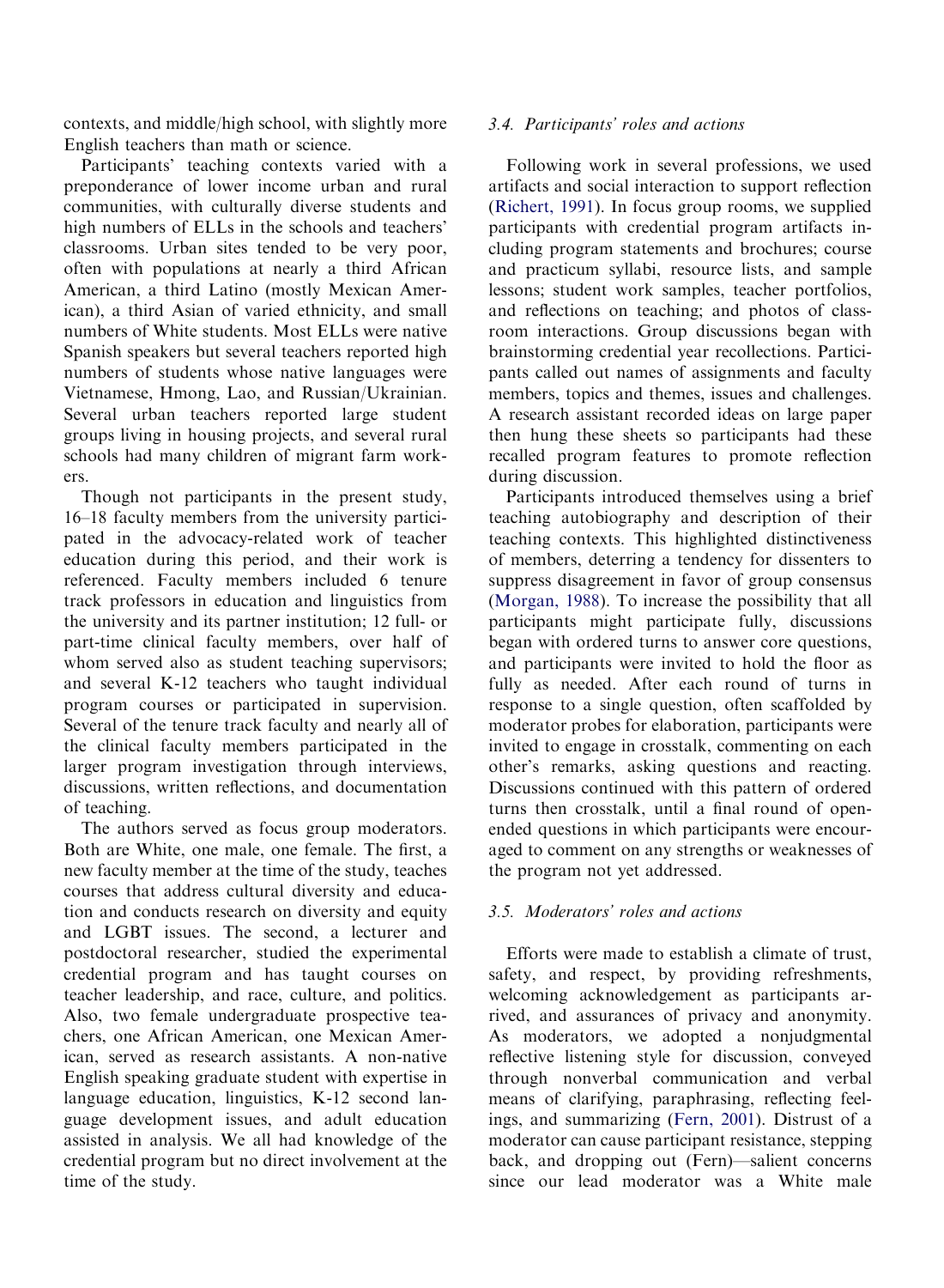contexts, and middle/high school, with slightly more English teachers than math or science.

Participants' teaching contexts varied with a preponderance of lower income urban and rural communities, with culturally diverse students and high numbers of ELLs in the schools and teachers' classrooms. Urban sites tended to be very poor, often with populations at nearly a third African American, a third Latino (mostly Mexican American), a third Asian of varied ethnicity, and small numbers of White students. Most ELLs were native Spanish speakers but several teachers reported high numbers of students whose native languages were Vietnamese, Hmong, Lao, and Russian/Ukrainian. Several urban teachers reported large student groups living in housing projects, and several rural schools had many children of migrant farm workers.

Though not participants in the present study, 16–18 faculty members from the university participated in the advocacy-related work of teacher education during this period, and their work is referenced. Faculty members included 6 tenure track professors in education and linguistics from the university and its partner institution; 12 full- or part-time clinical faculty members, over half of whom served also as student teaching supervisors; and several K-12 teachers who taught individual program courses or participated in supervision. Several of the tenure track faculty and nearly all of the clinical faculty members participated in the larger program investigation through interviews, discussions, written reflections, and documentation of teaching.

The authors served as focus group moderators. Both are White, one male, one female. The first, a new faculty member at the time of the study, teaches courses that address cultural diversity and education and conducts research on diversity and equity and LGBT issues. The second, a lecturer and postdoctoral researcher, studied the experimental credential program and has taught courses on teacher leadership, and race, culture, and politics. Also, two female undergraduate prospective teachers, one African American, one Mexican American, served as research assistants. A non-native English speaking graduate student with expertise in language education, linguistics, K-12 second language development issues, and adult education assisted in analysis. We all had knowledge of the credential program but no direct involvement at the time of the study.

### *3.4. Participants' roles and actions*

Following work in several professions, we used artifacts and social interaction to support reflection (Richert, 1991). In focus group rooms, we supplied participants with credential program artifacts including program statements and brochures; course and practicum syllabi, resource lists, and sample lessons; student work samples, teacher portfolios, and reflections on teaching; and photos of classroom interactions. Group discussions began with brainstorming credential year recollections. Participants called out names of assignments and faculty members, topics and themes, issues and challenges. A research assistant recorded ideas on large paper then hung these sheets so participants had these recalled program features to promote reflection during discussion.

Participants introduced themselves using a brief teaching autobiography and description of their teaching contexts. This highlighted distinctiveness of members, deterring a tendency for dissenters to suppress disagreement in favor of group consensus (Morgan, 1988). To increase the possibility that all participants might participate fully, discussions began with ordered turns to answer core questions, and participants were invited to hold the floor as fully as needed. After each round of turns in response to a single question, often scaffolded by moderator probes for elaboration, participants were invited to engage in crosstalk, commenting on each other's remarks, asking questions and reacting. Discussions continued with this pattern of ordered turns then crosstalk, until a final round of open-ended questions in which participants were encouraged to comment on any strengths or weaknesses of the program not yet addressed.

### *3.5. Moderators' roles and actions*

Efforts were made to establish a climate of trust, safety, and respect, by providing refreshments, welcoming acknowledgement as participants arrived, and assurances of privacy and anonymity. As moderators, we adopted a nonjudgmental reflective listening style for discussion, conveyed through nonverbal communication and verbal means of clarifying, paraphrasing, reflecting feelings, and summarizing (Fern, 2001). Distrust of a moderator can cause participant resistance, stepping back, and dropping out (Fern)—salient concerns since our lead moderator was a White male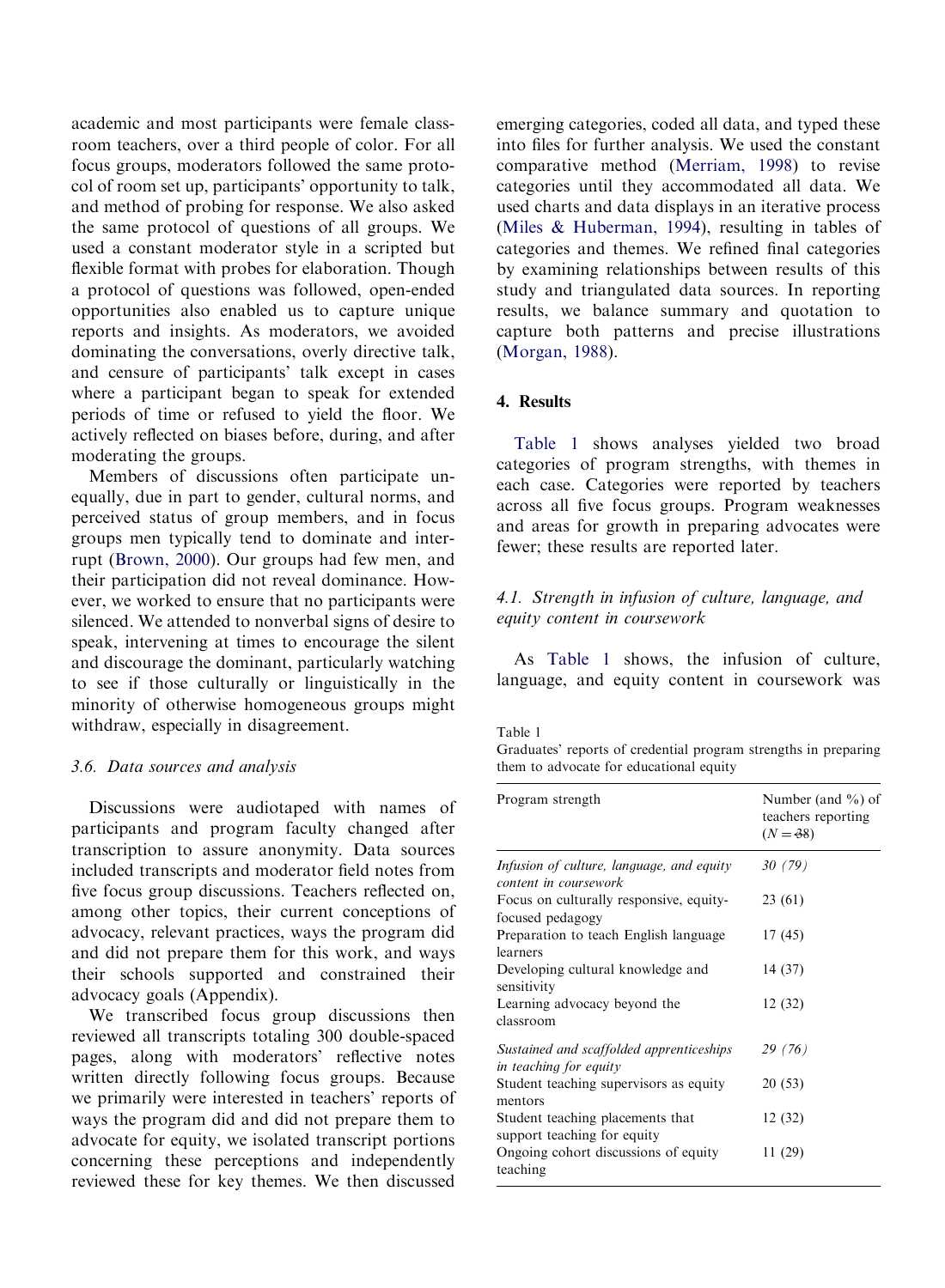academic and most participants were female classroom teachers, over a third people of color. For all focus groups, moderators followed the same protocol of room set up, participants' opportunity to talk, and method of probing for response. We also asked the same protocol of questions of all groups. We used a constant moderator style in a scripted but flexible format with probes for elaboration. Though a protocol of questions was followed, open-ended opportunities also enabled us to capture unique reports and insights. As moderators, we avoided dominating the conversations, overly directive talk, and censure of participants' talk except in cases where a participant began to speak for extended periods of time or refused to yield the floor. We actively reflected on biases before, during, and after moderating the groups.

Members of discussions often participate unequally, due in part to gender, cultural norms, and perceived status of group members, and in focus groups men typically tend to dominate and interrupt (Brown, 2000). Our groups had few men, and their participation did not reveal dominance. However, we worked to ensure that no participants were silenced. We attended to nonverbal signs of desire to speak, intervening at times to encourage the silent and discourage the dominant, particularly watching to see if those culturally or linguistically in the minority of otherwise homogeneous groups might withdraw, especially in disagreement.

### 3.6. Data sources and analysis

Discussions were audiotaped with names of participants and program faculty changed after transcription to assure anonymity. Data sources included transcripts and moderator field notes from five focus group discussions. Teachers reflected on, among other topics, their current conceptions of advocacy, relevant practices, ways the program did and did not prepare them for this work, and ways their schools supported and constrained their advocacy goals (Appendix).

We transcribed focus group discussions then reviewed all transcripts totaling 300 double-spaced pages, along with moderators' reflective notes written directly following focus groups. Because we primarily were interested in teachers' reports of ways the program did and did not prepare them to advocate for equity, we isolated transcript portions concerning these perceptions and independently reviewed these for key themes. We then discussed emerging categories, coded all data, and typed these into files for further analysis. We used the constant comparative method (Merriam, 1998) to revise categories until they accommodated all data. We used charts and data displays in an iterative process (Miles & Huberman, 1994), resulting in tables of categories and themes. We refined final categories by examining relationships between results of this study and triangulated data sources. In reporting results, we balance summary and quotation to capture both patterns and precise illustrations (Morgan, 1988).

## 4. Results

Table 1 shows analyses yielded two broad categories of program strengths, with themes in each case. Categories were reported by teachers across all five focus groups. Program weaknesses and areas for growth in preparing advocates were fewer; these results are reported later.

### 4.1. Strength in infusion of culture, language, and equity content in coursework

As Table 1 shows, the infusion of culture, language, and equity content in coursework was

Table 1
Graduates' reports of credential program strengths in preparing them to advocate for educational equity

| Program strength | Number (and %) of teachers reporting ($N = 38$) |
|---|---|
| *Infusion of culture, language, and equity content in coursework* | *30 (79)* |
| Focus on culturally responsive, equity-focused pedagogy | 23 (61) |
| Preparation to teach English language learners | 17 (45) |
| Developing cultural knowledge and sensitivity | 14 (37) |
| Learning advocacy beyond the classroom | 12 (32) |
| *Sustained and scaffolded apprenticeships in teaching for equity* | *29 (76)* |
| Student teaching supervisors as equity mentors | 20 (53) |
| Student teaching placements that support teaching for equity | 12 (32) |
| Ongoing cohort discussions of equity teaching | 11 (29) |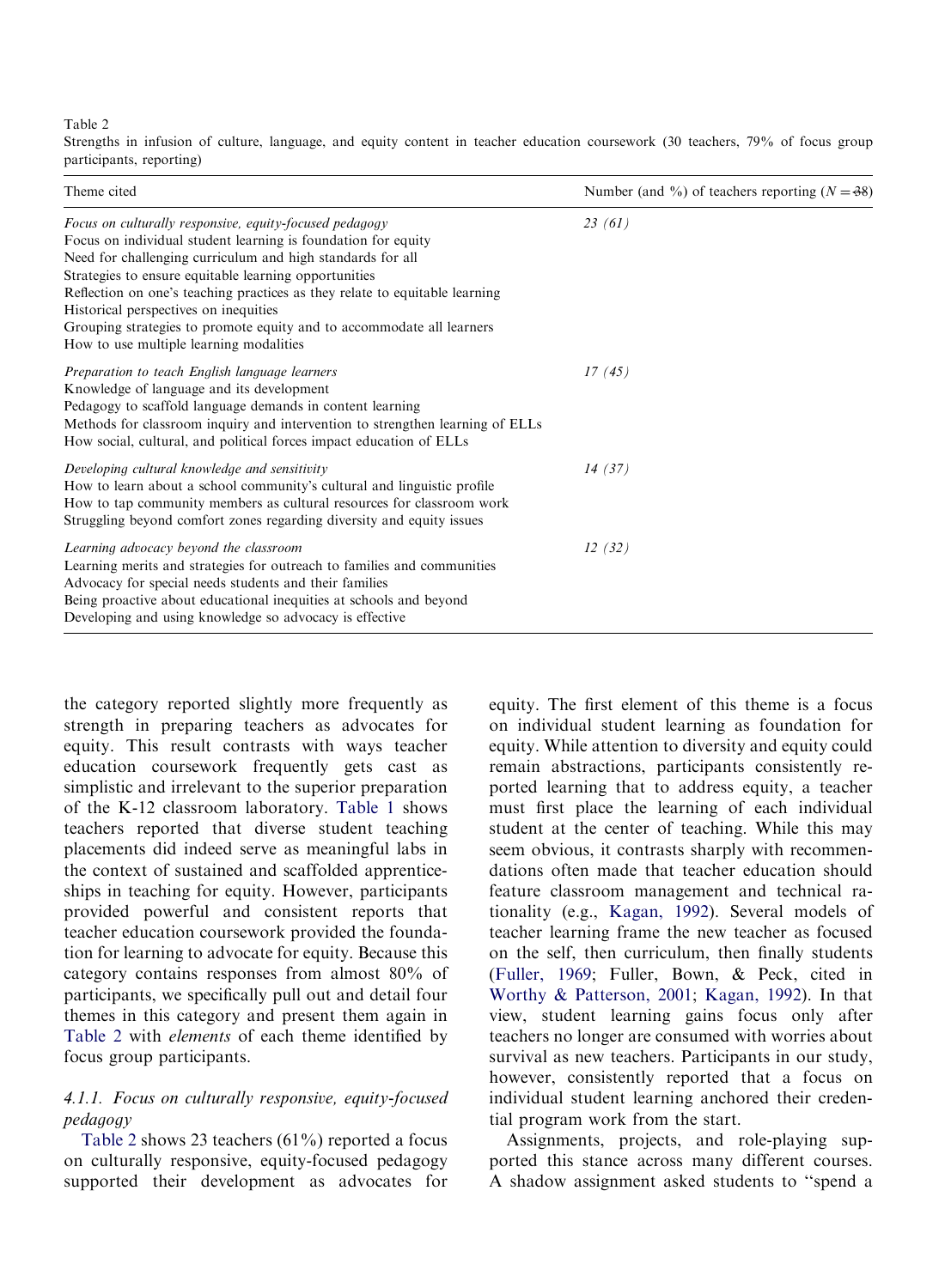Table 2

Strengths in infusion of culture, language, and equity content in teacher education coursework (30 teachers, 79% of focus group participants, reporting)

| Theme cited | Number (and %) of teachers reporting ($N = 38$) |
|---|---|
| *Focus on culturally responsive, equity-focused pedagogy* | *23 (61)* |
| Focus on individual student learning is foundation for equity | |
| Need for challenging curriculum and high standards for all | |
| Strategies to ensure equitable learning opportunities | |
| Reflection on one's teaching practices as they relate to equitable learning | |
| Historical perspectives on inequities | |
| Grouping strategies to promote equity and to accommodate all learners | |
| How to use multiple learning modalities | |
| *Preparation to teach English language learners* | *17 (45)* |
| Knowledge of language and its development | |
| Pedagogy to scaffold language demands in content learning | |
| Methods for classroom inquiry and intervention to strengthen learning of ELLs | |
| How social, cultural, and political forces impact education of ELLs | |
| *Developing cultural knowledge and sensitivity* | *14 (37)* |
| How to learn about a school community's cultural and linguistic profile | |
| How to tap community members as cultural resources for classroom work | |
| Struggling beyond comfort zones regarding diversity and equity issues | |
| *Learning advocacy beyond the classroom* | *12 (32)* |
| Learning merits and strategies for outreach to families and communities | |
| Advocacy for special needs students and their families | |
| Being proactive about educational inequities at schools and beyond | |
| Developing and using knowledge so advocacy is effective | |

the category reported slightly more frequently as strength in preparing teachers as advocates for equity. This result contrasts with ways teacher education coursework frequently gets cast as simplistic and irrelevant to the superior preparation of the K-12 classroom laboratory. Table 1 shows teachers reported that diverse student teaching placements did indeed serve as meaningful labs in the context of sustained and scaffolded apprenticeships in teaching for equity. However, participants provided powerful and consistent reports that teacher education coursework provided the foundation for learning to advocate for equity. Because this category contains responses from almost 80% of participants, we specifically pull out and detail four themes in this category and present them again in Table 2 with *elements* of each theme identified by focus group participants.

#### 4.1.1. Focus on culturally responsive, equity-focused pedagogy

Table 2 shows 23 teachers (61%) reported a focus on culturally responsive, equity-focused pedagogy supported their development as advocates for equity. The first element of this theme is a focus on individual student learning as foundation for equity. While attention to diversity and equity could remain abstractions, participants consistently reported learning that to address equity, a teacher must first place the learning of each individual student at the center of teaching. While this may seem obvious, it contrasts sharply with recommendations often made that teacher education should feature classroom management and technical rationality (e.g., Kagan, 1992). Several models of teacher learning frame the new teacher as focused on the self, then curriculum, then finally students (Fuller, 1969; Fuller, Bown, & Peck, cited in Worthy & Patterson, 2001; Kagan, 1992). In that view, student learning gains focus only after teachers no longer are consumed with worries about survival as new teachers. Participants in our study, however, consistently reported that a focus on individual student learning anchored their credential program work from the start.

Assignments, projects, and role-playing supported this stance across many different courses. A shadow assignment asked students to "spend a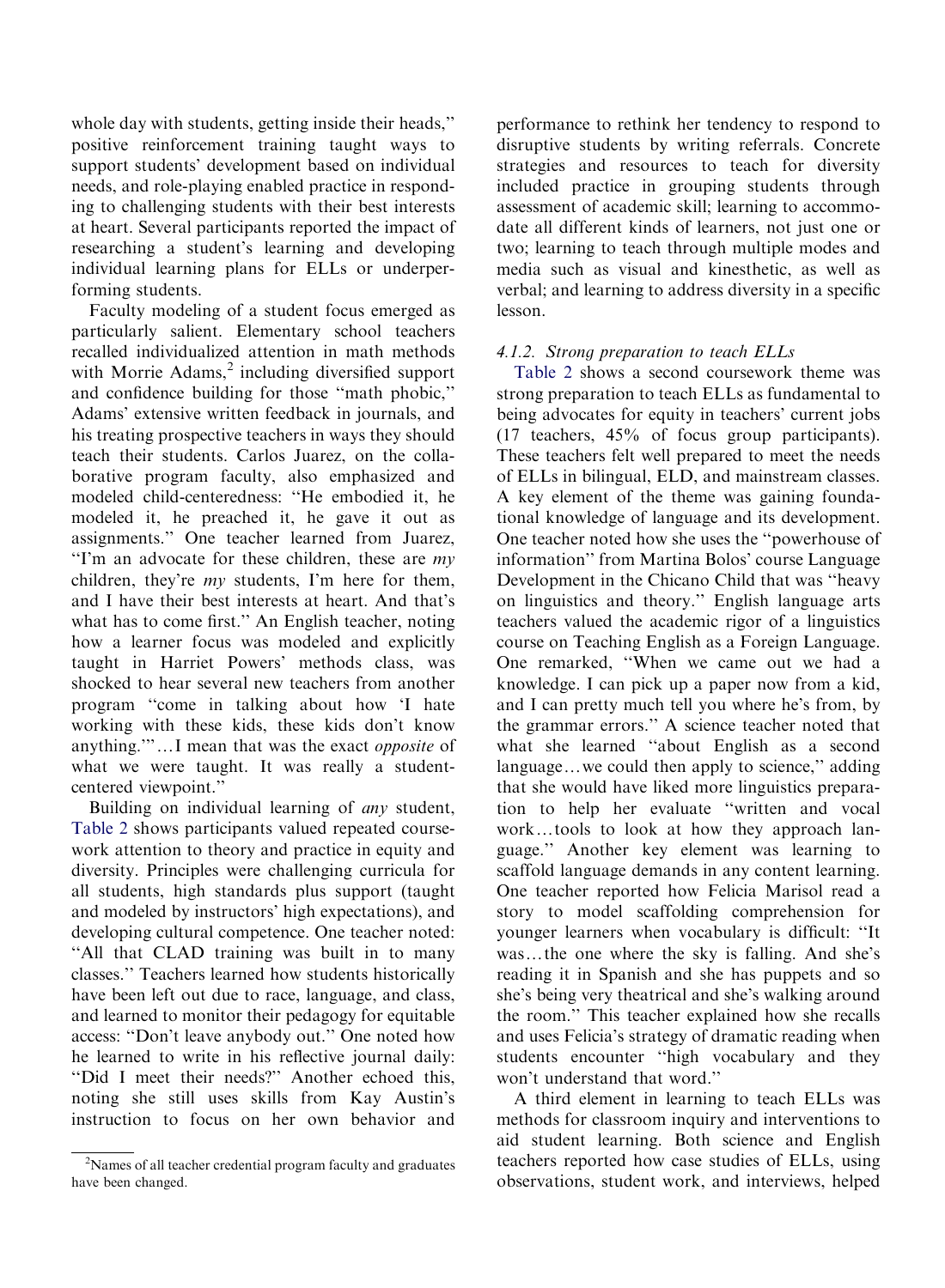whole day with students, getting inside their heads," positive reinforcement training taught ways to support students' development based on individual needs, and role-playing enabled practice in responding to challenging students with their best interests at heart. Several participants reported the impact of researching a student's learning and developing individual learning plans for ELLs or underperforming students.

Faculty modeling of a student focus emerged as particularly salient. Elementary school teachers recalled individualized attention in math methods with Morrie Adams,[2] including diversified support and confidence building for those "math phobic," Adams' extensive written feedback in journals, and his treating prospective teachers in ways they should teach their students. Carlos Juarez, on the collaborative program faculty, also emphasized and modeled child-centeredness: "He embodied it, he modeled it, he preached it, he gave it out as assignments." One teacher learned from Juarez, "I'm an advocate for these children, these are *my* children, they're *my* students, I'm here for them, and I have their best interests at heart. And that's what has to come first." An English teacher, noting how a learner focus was modeled and explicitly taught in Harriet Powers' methods class, was shocked to hear several new teachers from another program "come in talking about how 'I hate working with these kids, these kids don't know anything.'"…I mean that was the exact *opposite* of what we were taught. It was really a student-centered viewpoint."

Building on individual learning of *any* student, Table 2 shows participants valued repeated coursework attention to theory and practice in equity and diversity. Principles were challenging curricula for all students, high standards plus support (taught and modeled by instructors' high expectations), and developing cultural competence. One teacher noted: "All that CLAD training was built in to many classes." Teachers learned how students historically have been left out due to race, language, and class, and learned to monitor their pedagogy for equitable access: "Don't leave anybody out." One noted how he learned to write in his reflective journal daily: "Did I meet their needs?" Another echoed this, noting she still uses skills from Kay Austin's instruction to focus on her own behavior and performance to rethink her tendency to respond to disruptive students by writing referrals. Concrete strategies and resources to teach for diversity included practice in grouping students through assessment of academic skill; learning to accommodate all different kinds of learners, not just one or two; learning to teach through multiple modes and media such as visual and kinesthetic, as well as verbal; and learning to address diversity in a specific lesson.

#### 4.1.2. Strong preparation to teach ELLs

Table 2 shows a second coursework theme was strong preparation to teach ELLs as fundamental to being advocates for equity in teachers' current jobs (17 teachers, 45% of focus group participants). These teachers felt well prepared to meet the needs of ELLs in bilingual, ELD, and mainstream classes. A key element of the theme was gaining foundational knowledge of language and its development. One teacher noted how she uses the "powerhouse of information" from Martina Bolos' course Language Development in the Chicano Child that was "heavy on linguistics and theory." English language arts teachers valued the academic rigor of a linguistics course on Teaching English as a Foreign Language. One remarked, "When we came out we had a knowledge. I can pick up a paper now from a kid, and I can pretty much tell you where he's from, by the grammar errors." A science teacher noted that what she learned "about English as a second language…we could then apply to science," adding that she would have liked more linguistics preparation to help her evaluate "written and vocal work…tools to look at how they approach language." Another key element was learning to scaffold language demands in any content learning. One teacher reported how Felicia Marisol read a story to model scaffolding comprehension for younger learners when vocabulary is difficult: "It was…the one where the sky is falling. And she's reading it in Spanish and she has puppets and so she's being very theatrical and she's walking around the room." This teacher explained how she recalls and uses Felicia's strategy of dramatic reading when students encounter "high vocabulary and they won't understand that word."

A third element in learning to teach ELLs was methods for classroom inquiry and interventions to aid student learning. Both science and English teachers reported how case studies of ELLs, using observations, student work, and interviews, helped

---

[2] Names of all teacher credential program faculty and graduates have been changed.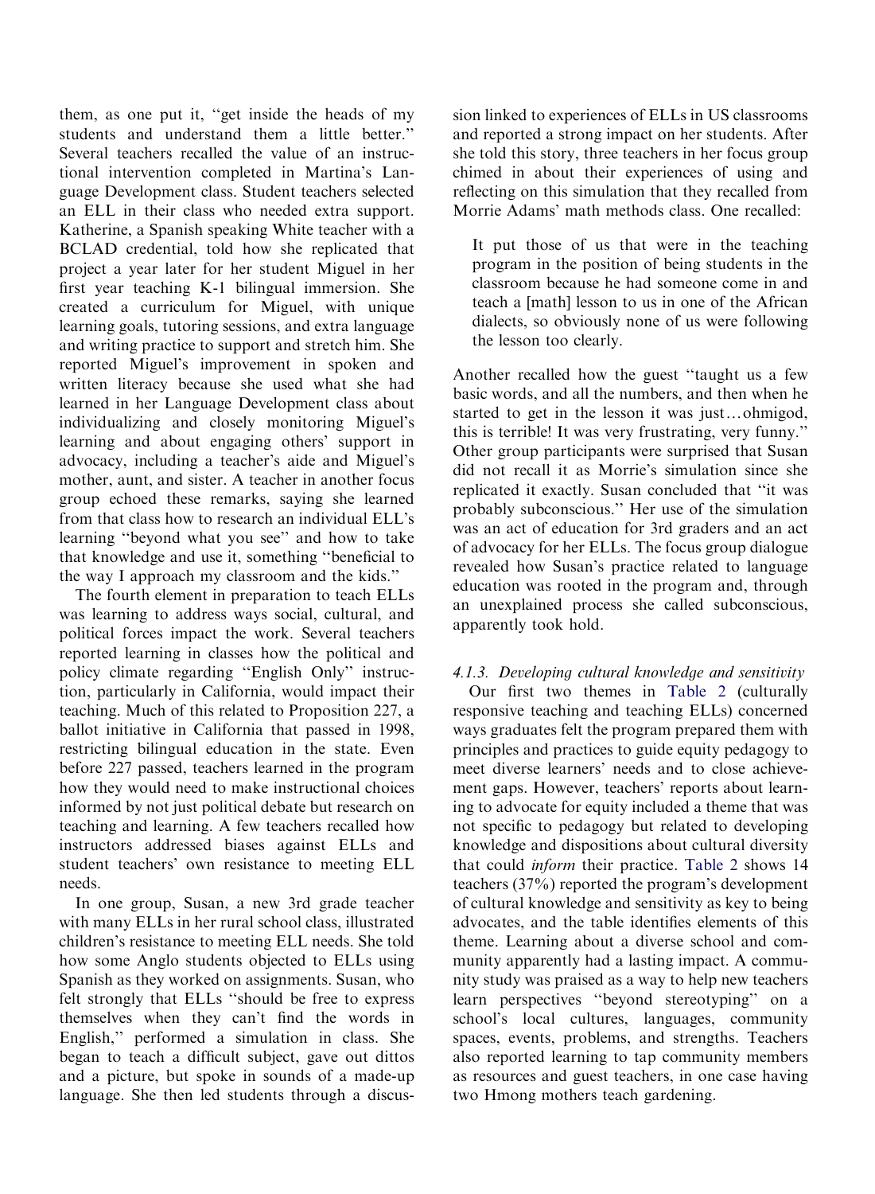them, as one put it, "get inside the heads of my students and understand them a little better." Several teachers recalled the value of an instructional intervention completed in Martina's Language Development class. Student teachers selected an ELL in their class who needed extra support. Katherine, a Spanish speaking White teacher with a BCLAD credential, told how she replicated that project a year later for her student Miguel in her first year teaching K-1 bilingual immersion. She created a curriculum for Miguel, with unique learning goals, tutoring sessions, and extra language and writing practice to support and stretch him. She reported Miguel's improvement in spoken and written literacy because she used what she had learned in her Language Development class about individualizing and closely monitoring Miguel's learning and about engaging others' support in advocacy, including a teacher's aide and Miguel's mother, aunt, and sister. A teacher in another focus group echoed these remarks, saying she learned from that class how to research an individual ELL's learning "beyond what you see" and how to take that knowledge and use it, something "beneficial to the way I approach my classroom and the kids."

The fourth element in preparation to teach ELLs was learning to address ways social, cultural, and political forces impact the work. Several teachers reported learning in classes how the political and policy climate regarding "English Only" instruction, particularly in California, would impact their teaching. Much of this related to Proposition 227, a ballot initiative in California that passed in 1998, restricting bilingual education in the state. Even before 227 passed, teachers learned in the program how they would need to make instructional choices informed by not just political debate but research on teaching and learning. A few teachers recalled how instructors addressed biases against ELLs and student teachers' own resistance to meeting ELL needs.

In one group, Susan, a new 3rd grade teacher with many ELLs in her rural school class, illustrated children's resistance to meeting ELL needs. She told how some Anglo students objected to ELLs using Spanish as they worked on assignments. Susan, who felt strongly that ELLs "should be free to express themselves when they can't find the words in English," performed a simulation in class. She began to teach a difficult subject, gave out dittos and a picture, but spoke in sounds of a made-up language. She then led students through a discussion linked to experiences of ELLs in US classrooms and reported a strong impact on her students. After she told this story, three teachers in her focus group chimed in about their experiences of using and reflecting on this simulation that they recalled from Morrie Adams' math methods class. One recalled:

> It put those of us that were in the teaching program in the position of being students in the classroom because he had someone come in and teach a [math] lesson to us in one of the African dialects, so obviously none of us were following the lesson too clearly.

Another recalled how the guest "taught us a few basic words, and all the numbers, and then when he started to get in the lesson it was just…ohmigod, this is terrible! It was very frustrating, very funny." Other group participants were surprised that Susan did not recall it as Morrie's simulation since she replicated it exactly. Susan concluded that "it was probably subconscious." Her use of the simulation was an act of education for 3rd graders and an act of advocacy for her ELLs. The focus group dialogue revealed how Susan's practice related to language education was rooted in the program and, through an unexplained process she called subconscious, apparently took hold.

#### 4.1.3. Developing cultural knowledge and sensitivity

Our first two themes in Table 2 (culturally responsive teaching and teaching ELLs) concerned ways graduates felt the program prepared them with principles and practices to guide equity pedagogy to meet diverse learners' needs and to close achievement gaps. However, teachers' reports about learning to advocate for equity included a theme that was not specific to pedagogy but related to developing knowledge and dispositions about cultural diversity that could *inform* their practice. Table 2 shows 14 teachers (37%) reported the program's development of cultural knowledge and sensitivity as key to being advocates, and the table identifies elements of this theme. Learning about a diverse school and community apparently had a lasting impact. A community study was praised as a way to help new teachers learn perspectives "beyond stereotyping" on a school's local cultures, languages, community spaces, events, problems, and strengths. Teachers also reported learning to tap community members as resources and guest teachers, in one case having two Hmong mothers teach gardening.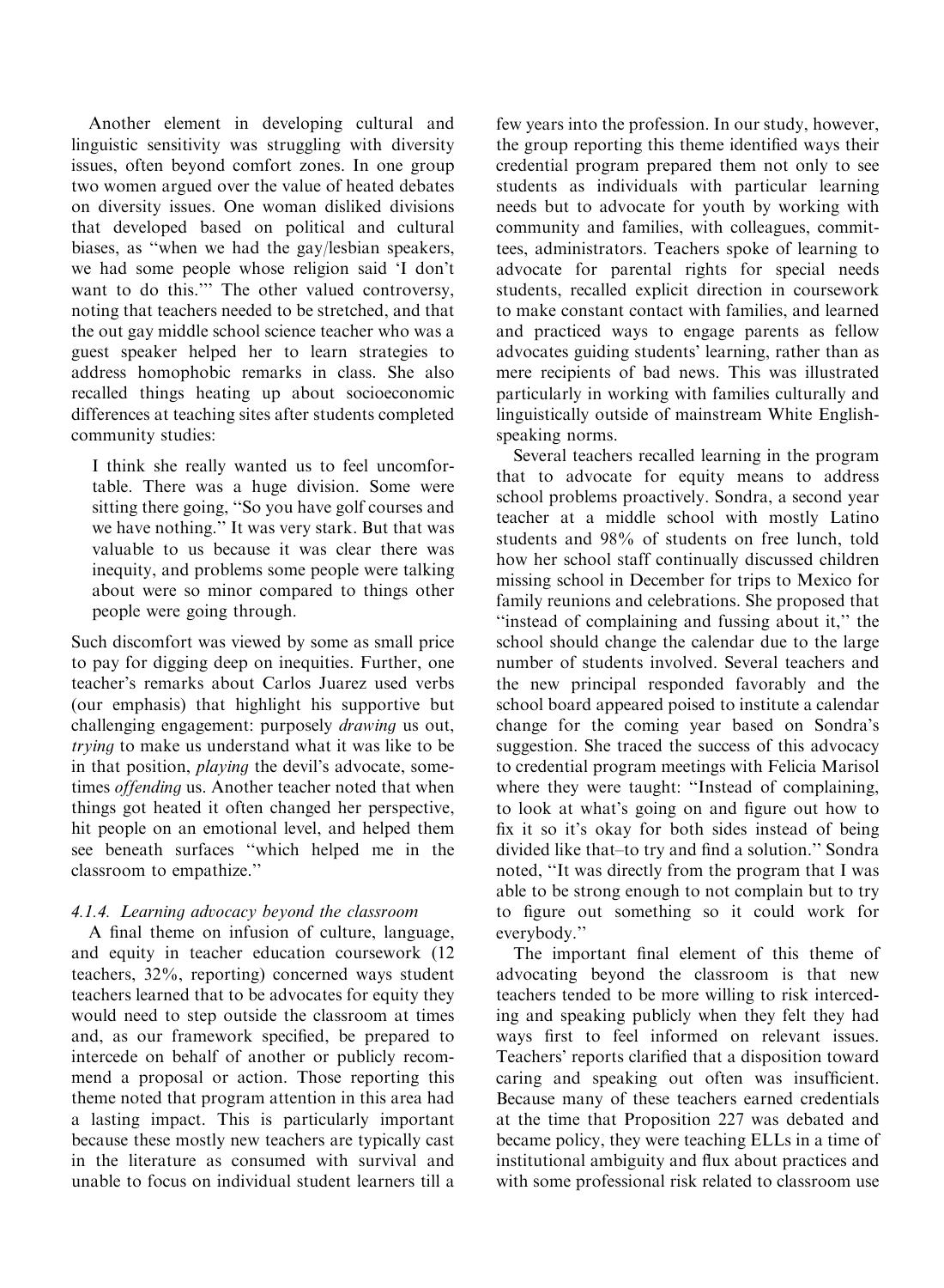Another element in developing cultural and linguistic sensitivity was struggling with diversity issues, often beyond comfort zones. In one group two women argued over the value of heated debates on diversity issues. One woman disliked divisions that developed based on political and cultural biases, as "when we had the gay/lesbian speakers, we had some people whose religion said 'I don't want to do this.'" The other valued controversy, noting that teachers needed to be stretched, and that the out gay middle school science teacher who was a guest speaker helped her to learn strategies to address homophobic remarks in class. She also recalled things heating up about socioeconomic differences at teaching sites after students completed community studies:

> I think she really wanted us to feel uncomfortable. There was a huge division. Some were sitting there going, "So you have golf courses and we have nothing." It was very stark. But that was valuable to us because it was clear there was inequity, and problems some people were talking about were so minor compared to things other people were going through.

Such discomfort was viewed by some as small price to pay for digging deep on inequities. Further, one teacher's remarks about Carlos Juarez used verbs (our emphasis) that highlight his supportive but challenging engagement: purposely *drawing* us out, *trying* to make us understand what it was like to be in that position, *playing* the devil's advocate, sometimes *offending* us. Another teacher noted that when things got heated it often changed her perspective, hit people on an emotional level, and helped them see beneath surfaces "which helped me in the classroom to empathize."

#### *4.1.4. Learning advocacy beyond the classroom*

A final theme on infusion of culture, language, and equity in teacher education coursework (12 teachers, 32%, reporting) concerned ways student teachers learned that to be advocates for equity they would need to step outside the classroom at times and, as our framework specified, be prepared to intercede on behalf of another or publicly recommend a proposal or action. Those reporting this theme noted that program attention in this area had a lasting impact. This is particularly important because these mostly new teachers are typically cast in the literature as consumed with survival and unable to focus on individual student learners till a few years into the profession. In our study, however, the group reporting this theme identified ways their credential program prepared them not only to see students as individuals with particular learning needs but to advocate for youth by working with community and families, with colleagues, committees, administrators. Teachers spoke of learning to advocate for parental rights for special needs students, recalled explicit direction in coursework to make constant contact with families, and learned and practiced ways to engage parents as fellow advocates guiding students' learning, rather than as mere recipients of bad news. This was illustrated particularly in working with families culturally and linguistically outside of mainstream White English-speaking norms.

Several teachers recalled learning in the program that to advocate for equity means to address school problems proactively. Sondra, a second year teacher at a middle school with mostly Latino students and 98% of students on free lunch, told how her school staff continually discussed children missing school in December for trips to Mexico for family reunions and celebrations. She proposed that "instead of complaining and fussing about it," the school should change the calendar due to the large number of students involved. Several teachers and the new principal responded favorably and the school board appeared poised to institute a calendar change for the coming year based on Sondra's suggestion. She traced the success of this advocacy to credential program meetings with Felicia Marisol where they were taught: "Instead of complaining, to look at what's going on and figure out how to fix it so it's okay for both sides instead of being divided like that–to try and find a solution." Sondra noted, "It was directly from the program that I was able to be strong enough to not complain but to try to figure out something so it could work for everybody."

The important final element of this theme of advocating beyond the classroom is that new teachers tended to be more willing to risk interceding and speaking publicly when they felt they had ways first to feel informed on relevant issues. Teachers' reports clarified that a disposition toward caring and speaking out often was insufficient. Because many of these teachers earned credentials at the time that Proposition 227 was debated and became policy, they were teaching ELLs in a time of institutional ambiguity and flux about practices and with some professional risk related to classroom use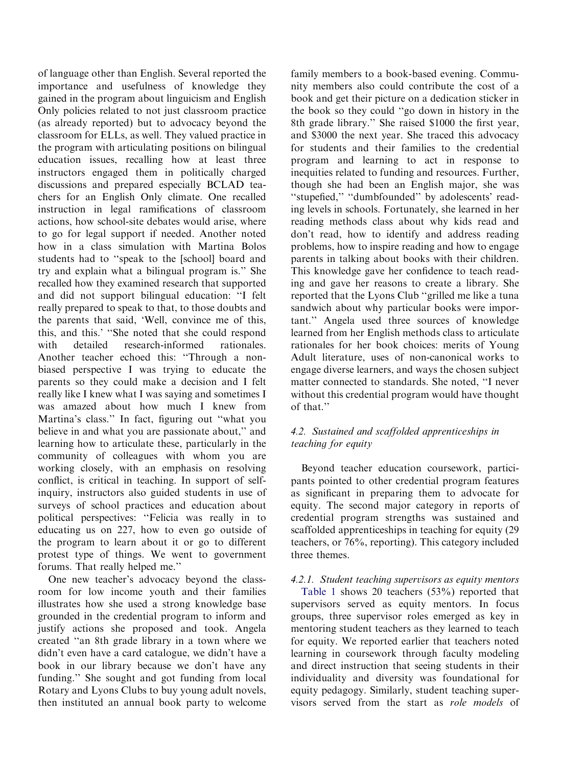of language other than English. Several reported the importance and usefulness of knowledge they gained in the program about linguicism and English Only policies related to not just classroom practice (as already reported) but to advocacy beyond the classroom for ELLs, as well. They valued practice in the program with articulating positions on bilingual education issues, recalling how at least three instructors engaged them in politically charged discussions and prepared especially BCLAD teachers for an English Only climate. One recalled instruction in legal ramifications of classroom actions, how school-site debates would arise, where to go for legal support if needed. Another noted how in a class simulation with Martina Bolos students had to "speak to the [school] board and try and explain what a bilingual program is." She recalled how they examined research that supported and did not support bilingual education: "I felt really prepared to speak to that, to those doubts and the parents that said, 'Well, convince me of this, this, and this.' "She noted that she could respond with detailed research-informed rationales. Another teacher echoed this: "Through a non-biased perspective I was trying to educate the parents so they could make a decision and I felt really like I knew what I was saying and sometimes I was amazed about how much I knew from Martina's class." In fact, figuring out "what you believe in and what you are passionate about," and learning how to articulate these, particularly in the community of colleagues with whom you are working closely, with an emphasis on resolving conflict, is critical in teaching. In support of self-inquiry, instructors also guided students in use of surveys of school practices and education about political perspectives: "Felicia was really in to educating us on 227, how to even go outside of the program to learn about it or go to different protest type of things. We went to government forums. That really helped me."

One new teacher's advocacy beyond the classroom for low income youth and their families illustrates how she used a strong knowledge base grounded in the credential program to inform and justify actions she proposed and took. Angela created "an 8th grade library in a town where we didn't even have a card catalogue, we didn't have a book in our library because we don't have any funding." She sought and got funding from local Rotary and Lyons Clubs to buy young adult novels, then instituted an annual book party to welcome family members to a book-based evening. Community members also could contribute the cost of a book and get their picture on a dedication sticker in the book so they could "go down in history in the 8th grade library." She raised \$1000 the first year, and \$3000 the next year. She traced this advocacy for students and their families to the credential program and learning to act in response to inequities related to funding and resources. Further, though she had been an English major, she was "stupefied," "dumbfounded" by adolescents' reading levels in schools. Fortunately, she learned in her reading methods class about why kids read and don't read, how to identify and address reading problems, how to inspire reading and how to engage parents in talking about books with their children. This knowledge gave her confidence to teach reading and gave her reasons to create a library. She reported that the Lyons Club "grilled me like a tuna sandwich about why particular books were important." Angela used three sources of knowledge learned from her English methods class to articulate rationales for her book choices: merits of Young Adult literature, uses of non-canonical works to engage diverse learners, and ways the chosen subject matter connected to standards. She noted, "I never without this credential program would have thought of that."

### 4.2. *Sustained and scaffolded apprenticeships in teaching for equity*

Beyond teacher education coursework, participants pointed to other credential program features as significant in preparing them to advocate for equity. The second major category in reports of credential program strengths was sustained and scaffolded apprenticeships in teaching for equity (29 teachers, or 76%, reporting). This category included three themes.

#### 4.2.1. *Student teaching supervisors as equity mentors*

Table 1 shows 20 teachers (53%) reported that supervisors served as equity mentors. In focus groups, three supervisor roles emerged as key in mentoring student teachers as they learned to teach for equity. We reported earlier that teachers noted learning in coursework through faculty modeling and direct instruction that seeing students in their individuality and diversity was foundational for equity pedagogy. Similarly, student teaching supervisors served from the start as *role models* of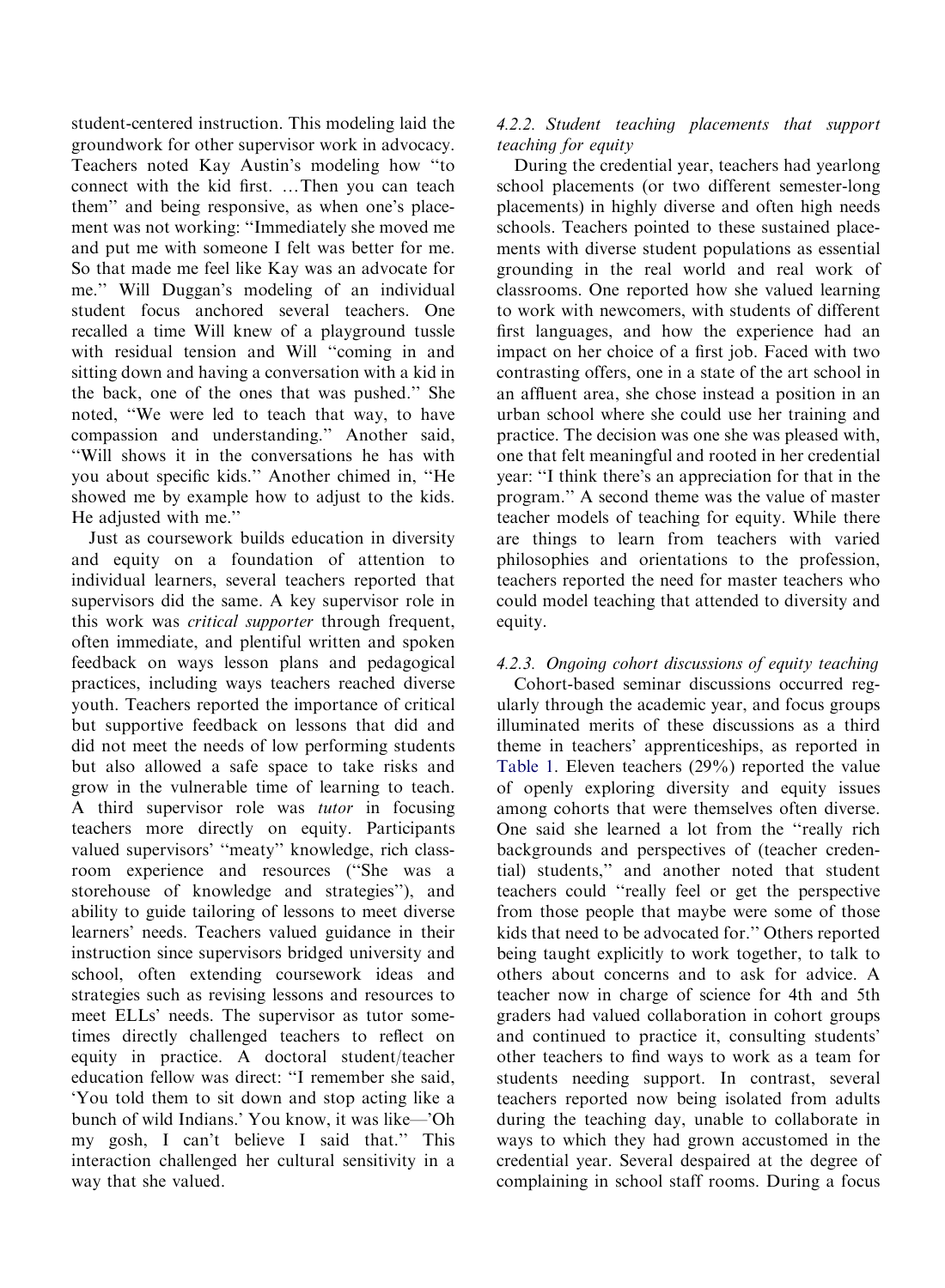student-centered instruction. This modeling laid the groundwork for other supervisor work in advocacy. Teachers noted Kay Austin's modeling how "to connect with the kid first. …Then you can teach them" and being responsive, as when one's placement was not working: "Immediately she moved me and put me with someone I felt was better for me. So that made me feel like Kay was an advocate for me." Will Duggan's modeling of an individual student focus anchored several teachers. One recalled a time Will knew of a playground tussle with residual tension and Will "coming in and sitting down and having a conversation with a kid in the back, one of the ones that was pushed." She noted, "We were led to teach that way, to have compassion and understanding." Another said, "Will shows it in the conversations he has with you about specific kids." Another chimed in, "He showed me by example how to adjust to the kids. He adjusted with me."

Just as coursework builds education in diversity and equity on a foundation of attention to individual learners, several teachers reported that supervisors did the same. A key supervisor role in this work was *critical supporter* through frequent, often immediate, and plentiful written and spoken feedback on ways lesson plans and pedagogical practices, including ways teachers reached diverse youth. Teachers reported the importance of critical but supportive feedback on lessons that did and did not meet the needs of low performing students but also allowed a safe space to take risks and grow in the vulnerable time of learning to teach. A third supervisor role was *tutor* in focusing teachers more directly on equity. Participants valued supervisors' "meaty" knowledge, rich classroom experience and resources ("She was a storehouse of knowledge and strategies"), and ability to guide tailoring of lessons to meet diverse learners' needs. Teachers valued guidance in their instruction since supervisors bridged university and school, often extending coursework ideas and strategies such as revising lessons and resources to meet ELLs' needs. The supervisor as tutor sometimes directly challenged teachers to reflect on equity in practice. A doctoral student/teacher education fellow was direct: "I remember she said, 'You told them to sit down and stop acting like a bunch of wild Indians.' You know, it was like—'Oh my gosh, I can't believe I said that." This interaction challenged her cultural sensitivity in a way that she valued.

#### 4.2.2. Student teaching placements that support teaching for equity

During the credential year, teachers had yearlong school placements (or two different semester-long placements) in highly diverse and often high needs schools. Teachers pointed to these sustained placements with diverse student populations as essential grounding in the real world and real work of classrooms. One reported how she valued learning to work with newcomers, with students of different first languages, and how the experience had an impact on her choice of a first job. Faced with two contrasting offers, one in a state of the art school in an affluent area, she chose instead a position in an urban school where she could use her training and practice. The decision was one she was pleased with, one that felt meaningful and rooted in her credential year: "I think there's an appreciation for that in the program." A second theme was the value of master teacher models of teaching for equity. While there are things to learn from teachers with varied philosophies and orientations to the profession, teachers reported the need for master teachers who could model teaching that attended to diversity and equity.

#### 4.2.3. Ongoing cohort discussions of equity teaching

Cohort-based seminar discussions occurred regularly through the academic year, and focus groups illuminated merits of these discussions as a third theme in teachers' apprenticeships, as reported in Table 1. Eleven teachers (29%) reported the value of openly exploring diversity and equity issues among cohorts that were themselves often diverse. One said she learned a lot from the "really rich backgrounds and perspectives of (teacher credential) students," and another noted that student teachers could "really feel or get the perspective from those people that maybe were some of those kids that need to be advocated for." Others reported being taught explicitly to work together, to talk to others about concerns and to ask for advice. A teacher now in charge of science for 4th and 5th graders had valued collaboration in cohort groups and continued to practice it, consulting students' other teachers to find ways to work as a team for students needing support. In contrast, several teachers reported now being isolated from adults during the teaching day, unable to collaborate in ways to which they had grown accustomed in the credential year. Several despaired at the degree of complaining in school staff rooms. During a focus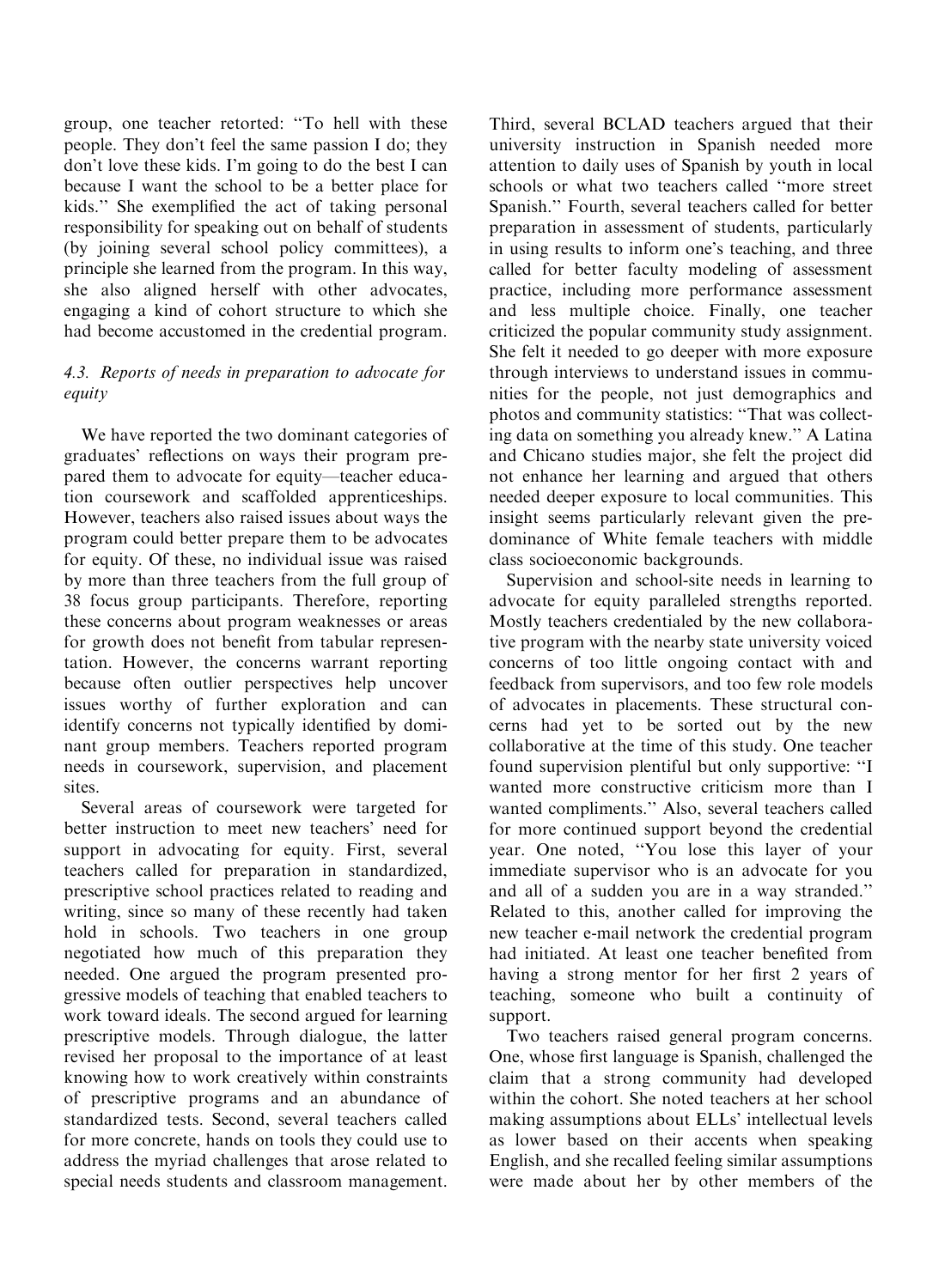group, one teacher retorted: "To hell with these people. They don't feel the same passion I do; they don't love these kids. I'm going to do the best I can because I want the school to be a better place for kids." She exemplified the act of taking personal responsibility for speaking out on behalf of students (by joining several school policy committees), a principle she learned from the program. In this way, she also aligned herself with other advocates, engaging a kind of cohort structure to which she had become accustomed in the credential program.

### 4.3. Reports of needs in preparation to advocate for equity

We have reported the two dominant categories of graduates' reflections on ways their program prepared them to advocate for equity—teacher education coursework and scaffolded apprenticeships. However, teachers also raised issues about ways the program could better prepare them to be advocates for equity. Of these, no individual issue was raised by more than three teachers from the full group of 38 focus group participants. Therefore, reporting these concerns about program weaknesses or areas for growth does not benefit from tabular representation. However, the concerns warrant reporting because often outlier perspectives help uncover issues worthy of further exploration and can identify concerns not typically identified by dominant group members. Teachers reported program needs in coursework, supervision, and placement sites.

Several areas of coursework were targeted for better instruction to meet new teachers' need for support in advocating for equity. First, several teachers called for preparation in standardized, prescriptive school practices related to reading and writing, since so many of these recently had taken hold in schools. Two teachers in one group negotiated how much of this preparation they needed. One argued the program presented progressive models of teaching that enabled teachers to work toward ideals. The second argued for learning prescriptive models. Through dialogue, the latter revised her proposal to the importance of at least knowing how to work creatively within constraints of prescriptive programs and an abundance of standardized tests. Second, several teachers called for more concrete, hands on tools they could use to address the myriad challenges that arose related to special needs students and classroom management. Third, several BCLAD teachers argued that their university instruction in Spanish needed more attention to daily uses of Spanish by youth in local schools or what two teachers called "more street Spanish." Fourth, several teachers called for better preparation in assessment of students, particularly in using results to inform one's teaching, and three called for better faculty modeling of assessment practice, including more performance assessment and less multiple choice. Finally, one teacher criticized the popular community study assignment. She felt it needed to go deeper with more exposure through interviews to understand issues in communities for the people, not just demographics and photos and community statistics: "That was collecting data on something you already knew." A Latina and Chicano studies major, she felt the project did not enhance her learning and argued that others needed deeper exposure to local communities. This insight seems particularly relevant given the predominance of White female teachers with middle class socioeconomic backgrounds.

Supervision and school-site needs in learning to advocate for equity paralleled strengths reported. Mostly teachers credentialed by the new collaborative program with the nearby state university voiced concerns of too little ongoing contact with and feedback from supervisors, and too few role models of advocates in placements. These structural concerns had yet to be sorted out by the new collaborative at the time of this study. One teacher found supervision plentiful but only supportive: "I wanted more constructive criticism more than I wanted compliments." Also, several teachers called for more continued support beyond the credential year. One noted, "You lose this layer of your immediate supervisor who is an advocate for you and all of a sudden you are in a way stranded." Related to this, another called for improving the new teacher e-mail network the credential program had initiated. At least one teacher benefited from having a strong mentor for her first 2 years of teaching, someone who built a continuity of support.

Two teachers raised general program concerns. One, whose first language is Spanish, challenged the claim that a strong community had developed within the cohort. She noted teachers at her school making assumptions about ELLs' intellectual levels as lower based on their accents when speaking English, and she recalled feeling similar assumptions were made about her by other members of the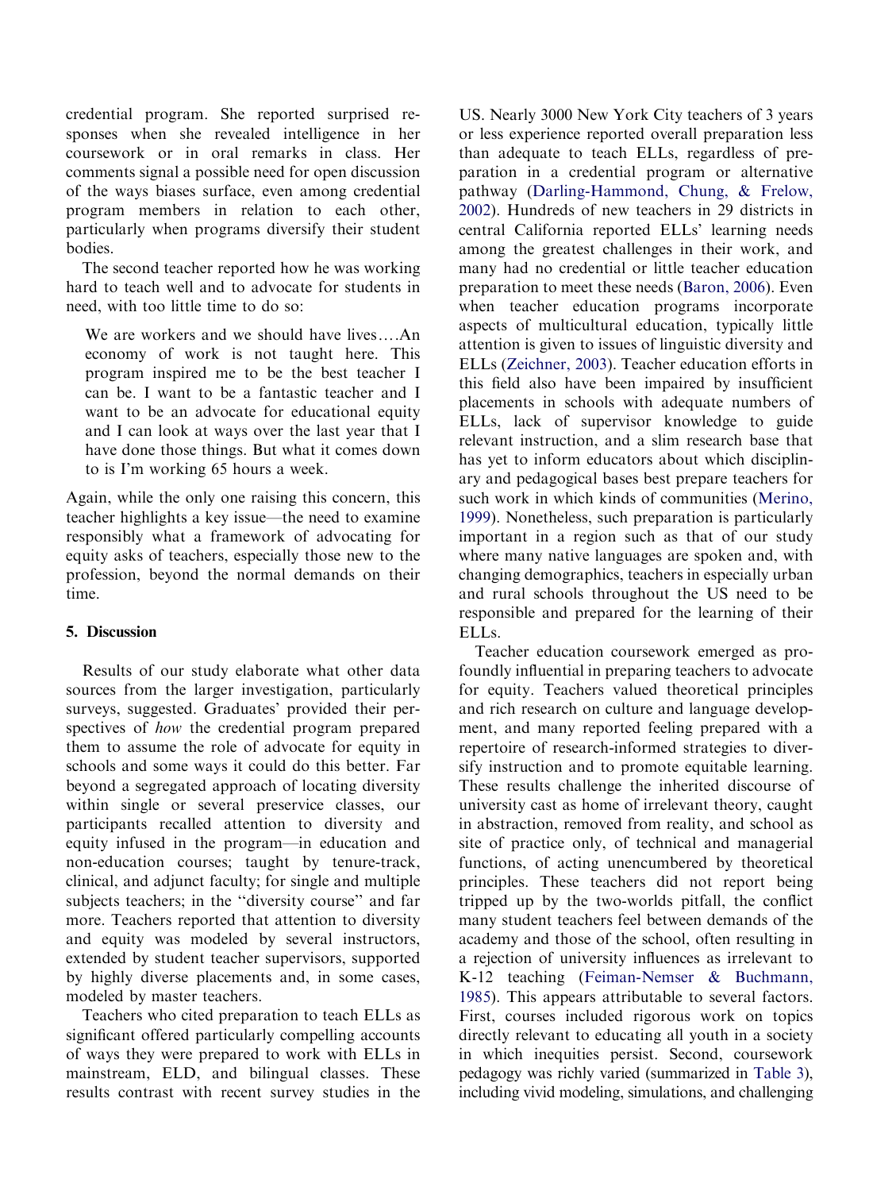credential program. She reported surprised responses when she revealed intelligence in her coursework or in oral remarks in class. Her comments signal a possible need for open discussion of the ways biases surface, even among credential program members in relation to each other, particularly when programs diversify their student bodies.

The second teacher reported how he was working hard to teach well and to advocate for students in need, with too little time to do so:

> We are workers and we should have lives….An economy of work is not taught here. This program inspired me to be the best teacher I can be. I want to be a fantastic teacher and I want to be an advocate for educational equity and I can look at ways over the last year that I have done those things. But what it comes down to is I'm working 65 hours a week.

Again, while the only one raising this concern, this teacher highlights a key issue—the need to examine responsibly what a framework of advocating for equity asks of teachers, especially those new to the profession, beyond the normal demands on their time.

## 5. Discussion

Results of our study elaborate what other data sources from the larger investigation, particularly surveys, suggested. Graduates' provided their perspectives of *how* the credential program prepared them to assume the role of advocate for equity in schools and some ways it could do this better. Far beyond a segregated approach of locating diversity within single or several preservice classes, our participants recalled attention to diversity and equity infused in the program—in education and non-education courses; taught by tenure-track, clinical, and adjunct faculty; for single and multiple subjects teachers; in the "diversity course" and far more. Teachers reported that attention to diversity and equity was modeled by several instructors, extended by student teacher supervisors, supported by highly diverse placements and, in some cases, modeled by master teachers.

Teachers who cited preparation to teach ELLs as significant offered particularly compelling accounts of ways they were prepared to work with ELLs in mainstream, ELD, and bilingual classes. These results contrast with recent survey studies in the US. Nearly 3000 New York City teachers of 3 years or less experience reported overall preparation less than adequate to teach ELLs, regardless of preparation in a credential program or alternative pathway (Darling-Hammond, Chung, & Frelow, 2002). Hundreds of new teachers in 29 districts in central California reported ELLs' learning needs among the greatest challenges in their work, and many had no credential or little teacher education preparation to meet these needs (Baron, 2006). Even when teacher education programs incorporate aspects of multicultural education, typically little attention is given to issues of linguistic diversity and ELLs (Zeichner, 2003). Teacher education efforts in this field also have been impaired by insufficient placements in schools with adequate numbers of ELLs, lack of supervisor knowledge to guide relevant instruction, and a slim research base that has yet to inform educators about which disciplinary and pedagogical bases best prepare teachers for such work in which kinds of communities (Merino, 1999). Nonetheless, such preparation is particularly important in a region such as that of our study where many native languages are spoken and, with changing demographics, teachers in especially urban and rural schools throughout the US need to be responsible and prepared for the learning of their ELLs.

Teacher education coursework emerged as profoundly influential in preparing teachers to advocate for equity. Teachers valued theoretical principles and rich research on culture and language development, and many reported feeling prepared with a repertoire of research-informed strategies to diversify instruction and to promote equitable learning. These results challenge the inherited discourse of university cast as home of irrelevant theory, caught in abstraction, removed from reality, and school as site of practice only, of technical and managerial functions, of acting unencumbered by theoretical principles. These teachers did not report being tripped up by the two-worlds pitfall, the conflict many student teachers feel between demands of the academy and those of the school, often resulting in a rejection of university influences as irrelevant to K-12 teaching (Feiman-Nemser & Buchmann, 1985). This appears attributable to several factors. First, courses included rigorous work on topics directly relevant to educating all youth in a society in which inequities persist. Second, coursework pedagogy was richly varied (summarized in Table 3), including vivid modeling, simulations, and challenging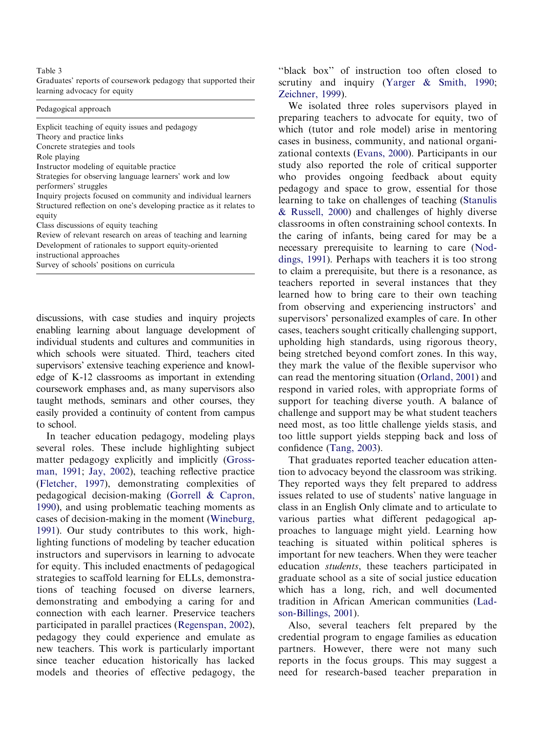Table 3
Graduates' reports of coursework pedagogy that supported their learning advocacy for equity

| Pedagogical approach |
| --- |
| Explicit teaching of equity issues and pedagogy |
| Theory and practice links |
| Concrete strategies and tools |
| Role playing |
| Instructor modeling of equitable practice |
| Strategies for observing language learners' work and low performers' struggles |
| Inquiry projects focused on community and individual learners |
| Structured reflection on one's developing practice as it relates to equity |
| Class discussions of equity teaching |
| Review of relevant research on areas of teaching and learning |
| Development of rationales to support equity-oriented instructional approaches |
| Survey of schools' positions on curricula |

discussions, with case studies and inquiry projects enabling learning about language development of individual students and cultures and communities in which schools were situated. Third, teachers cited supervisors' extensive teaching experience and knowledge of K-12 classrooms as important in extending coursework emphases and, as many supervisors also taught methods, seminars and other courses, they easily provided a continuity of content from campus to school.

In teacher education pedagogy, modeling plays several roles. These include highlighting subject matter pedagogy explicitly and implicitly (Grossman, 1991; Jay, 2002), teaching reflective practice (Fletcher, 1997), demonstrating complexities of pedagogical decision-making (Gorrell & Capron, 1990), and using problematic teaching moments as cases of decision-making in the moment (Wineburg, 1991). Our study contributes to this work, highlighting functions of modeling by teacher education instructors and supervisors in learning to advocate for equity. This included enactments of pedagogical strategies to scaffold learning for ELLs, demonstrations of teaching focused on diverse learners, demonstrating and embodying a caring for and connection with each learner. Preservice teachers participated in parallel practices (Regenspan, 2002), pedagogy they could experience and emulate as new teachers. This work is particularly important since teacher education historically has lacked models and theories of effective pedagogy, the "black box" of instruction too often closed to scrutiny and inquiry (Yarger & Smith, 1990; Zeichner, 1999).

We isolated three roles supervisors played in preparing teachers to advocate for equity, two of which (tutor and role model) arise in mentoring cases in business, community, and national organizational contexts (Evans, 2000). Participants in our study also reported the role of critical supporter who provides ongoing feedback about equity pedagogy and space to grow, essential for those learning to take on challenges of teaching (Stanulis & Russell, 2000) and challenges of highly diverse classrooms in often constraining school contexts. In the caring of infants, being cared for may be a necessary prerequisite to learning to care (Noddings, 1991). Perhaps with teachers it is too strong to claim a prerequisite, but there is a resonance, as teachers reported in several instances that they learned how to bring care to their own teaching from observing and experiencing instructors' and supervisors' personalized examples of care. In other cases, teachers sought critically challenging support, upholding high standards, using rigorous theory, being stretched beyond comfort zones. In this way, they mark the value of the flexible supervisor who can read the mentoring situation (Orland, 2001) and respond in varied roles, with appropriate forms of support for teaching diverse youth. A balance of challenge and support may be what student teachers need most, as too little challenge yields stasis, and too little support yields stepping back and loss of confidence (Tang, 2003).

That graduates reported teacher education attention to advocacy beyond the classroom was striking. They reported ways they felt prepared to address issues related to use of students' native language in class in an English Only climate and to articulate to various parties what different pedagogical approaches to language might yield. Learning how teaching is situated within political spheres is important for new teachers. When they were teacher education *students*, these teachers participated in graduate school as a site of social justice education which has a long, rich, and well documented tradition in African American communities (Ladson-Billings, 2001).

Also, several teachers felt prepared by the credential program to engage families as education partners. However, there were not many such reports in the focus groups. This may suggest a need for research-based teacher preparation in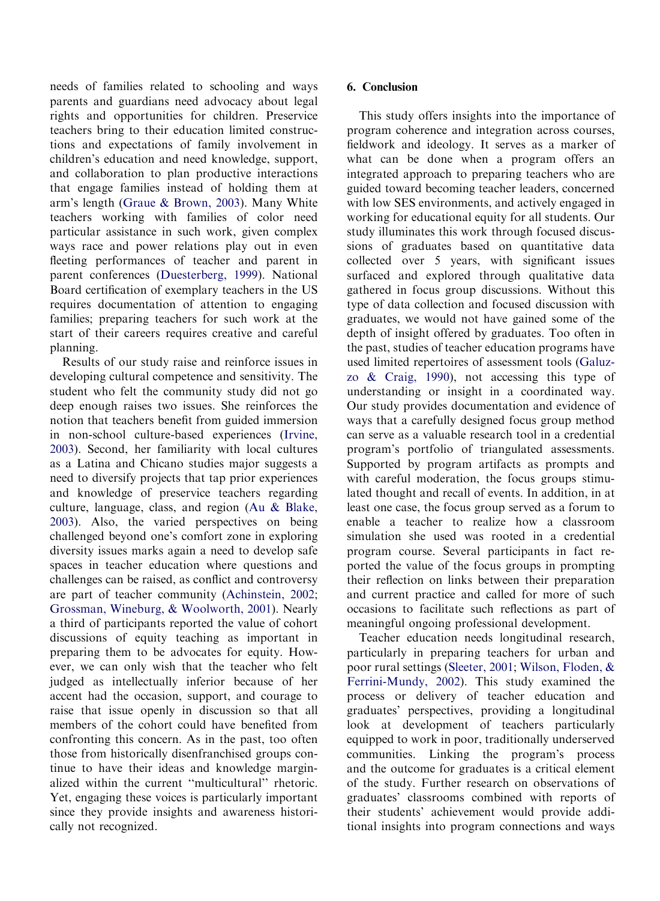needs of families related to schooling and ways parents and guardians need advocacy about legal rights and opportunities for children. Preservice teachers bring to their education limited constructions and expectations of family involvement in children's education and need knowledge, support, and collaboration to plan productive interactions that engage families instead of holding them at arm's length (Graue & Brown, 2003). Many White teachers working with families of color need particular assistance in such work, given complex ways race and power relations play out in even fleeting performances of teacher and parent in parent conferences (Duesterberg, 1999). National Board certification of exemplary teachers in the US requires documentation of attention to engaging families; preparing teachers for such work at the start of their careers requires creative and careful planning.

Results of our study raise and reinforce issues in developing cultural competence and sensitivity. The student who felt the community study did not go deep enough raises two issues. She reinforces the notion that teachers benefit from guided immersion in non-school culture-based experiences (Irvine, 2003). Second, her familiarity with local cultures as a Latina and Chicano studies major suggests a need to diversify projects that tap prior experiences and knowledge of preservice teachers regarding culture, language, class, and region (Au & Blake, 2003). Also, the varied perspectives on being challenged beyond one's comfort zone in exploring diversity issues marks again a need to develop safe spaces in teacher education where questions and challenges can be raised, as conflict and controversy are part of teacher community (Achinstein, 2002; Grossman, Wineburg, & Woolworth, 2001). Nearly a third of participants reported the value of cohort discussions of equity teaching as important in preparing them to be advocates for equity. However, we can only wish that the teacher who felt judged as intellectually inferior because of her accent had the occasion, support, and courage to raise that issue openly in discussion so that all members of the cohort could have benefited from confronting this concern. As in the past, too often those from historically disenfranchised groups continue to have their ideas and knowledge marginalized within the current "multicultural" rhetoric. Yet, engaging these voices is particularly important since they provide insights and awareness historically not recognized.

## 6. Conclusion

This study offers insights into the importance of program coherence and integration across courses, fieldwork and ideology. It serves as a marker of what can be done when a program offers an integrated approach to preparing teachers who are guided toward becoming teacher leaders, concerned with low SES environments, and actively engaged in working for educational equity for all students. Our study illuminates this work through focused discussions of graduates based on quantitative data collected over 5 years, with significant issues surfaced and explored through qualitative data gathered in focus group discussions. Without this type of data collection and focused discussion with graduates, we would not have gained some of the depth of insight offered by graduates. Too often in the past, studies of teacher education programs have used limited repertoires of assessment tools (Galuzzo & Craig, 1990), not accessing this type of understanding or insight in a coordinated way. Our study provides documentation and evidence of ways that a carefully designed focus group method can serve as a valuable research tool in a credential program's portfolio of triangulated assessments. Supported by program artifacts as prompts and with careful moderation, the focus groups stimulated thought and recall of events. In addition, in at least one case, the focus group served as a forum to enable a teacher to realize how a classroom simulation she used was rooted in a credential program course. Several participants in fact reported the value of the focus groups in prompting their reflection on links between their preparation and current practice and called for more of such occasions to facilitate such reflections as part of meaningful ongoing professional development.

Teacher education needs longitudinal research, particularly in preparing teachers for urban and poor rural settings (Sleeter, 2001; Wilson, Floden, & Ferrini-Mundy, 2002). This study examined the process or delivery of teacher education and graduates' perspectives, providing a longitudinal look at development of teachers particularly equipped to work in poor, traditionally underserved communities. Linking the program's process and the outcome for graduates is a critical element of the study. Further research on observations of graduates' classrooms combined with reports of their students' achievement would provide additional insights into program connections and ways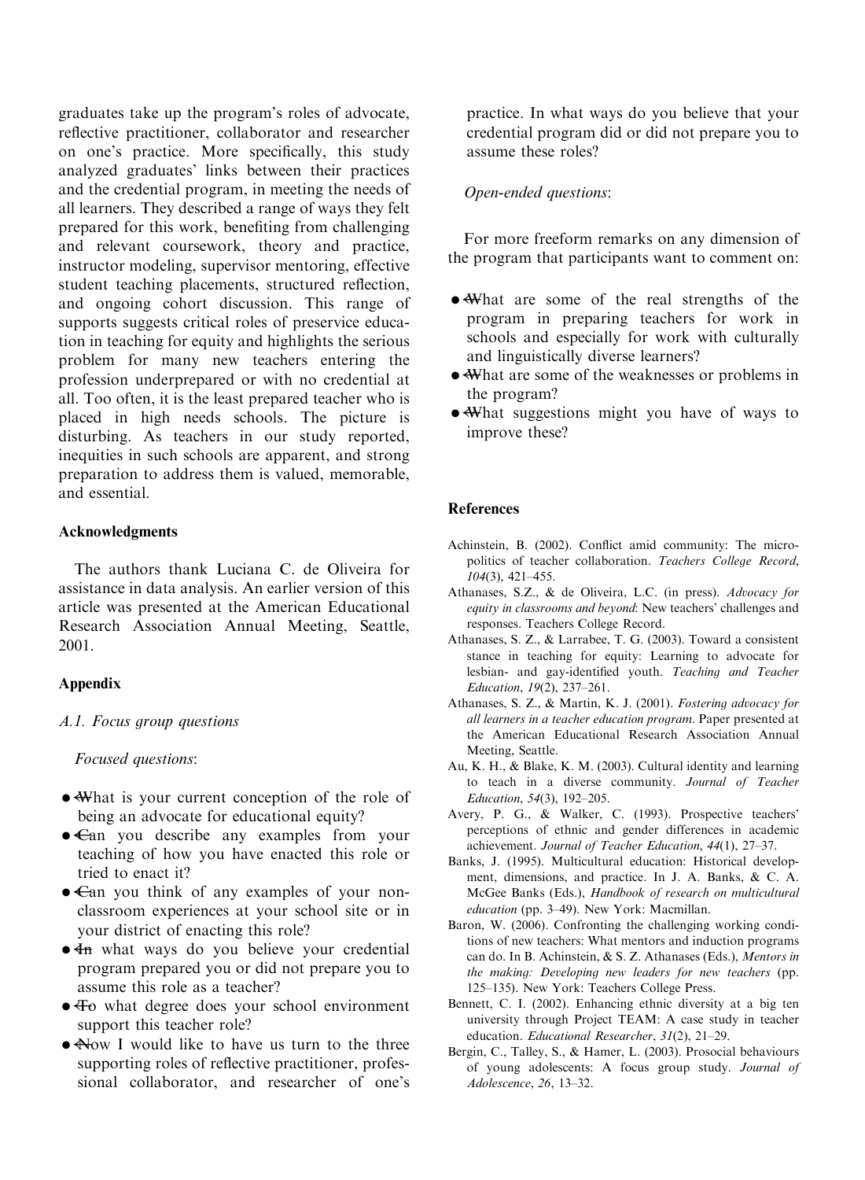graduates take up the program's roles of advocate, reflective practitioner, collaborator and researcher on one's practice. More specifically, this study analyzed graduates' links between their practices and the credential program, in meeting the needs of all learners. They described a range of ways they felt prepared for this work, benefiting from challenging and relevant coursework, theory and practice, instructor modeling, supervisor mentoring, effective student teaching placements, structured reflection, and ongoing cohort discussion. This range of supports suggests critical roles of preservice education in teaching for equity and highlights the serious problem for many new teachers entering the profession underprepared or with no credential at all. Too often, it is the least prepared teacher who is placed in high needs schools. The picture is disturbing. As teachers in our study reported, inequities in such schools are apparent, and strong preparation to address them is valued, memorable, and essential.

## Acknowledgments

The authors thank Luciana C. de Oliveira for assistance in data analysis. An earlier version of this article was presented at the American Educational Research Association Annual Meeting, Seattle, 2001.

## Appendix

### *A.1. Focus group questions*

*Focused questions*:

- What is your current conception of the role of being an advocate for educational equity?
- Can you describe any examples from your teaching of how you have enacted this role or tried to enact it?
- Can you think of any examples of your non-classroom experiences at your school site or in your district of enacting this role?
- In what ways do you believe your credential program prepared you or did not prepare you to assume this role as a teacher?
- To what degree does your school environment support this teacher role?
- Now I would like to have us turn to the three supporting roles of reflective practitioner, professional collaborator, and researcher of one's practice. In what ways do you believe that your credential program did or did not prepare you to assume these roles?

*Open-ended questions*:

For more freeform remarks on any dimension of the program that participants want to comment on:

- What are some of the real strengths of the program in preparing teachers for work in schools and especially for work with culturally and linguistically diverse learners?
- What are some of the weaknesses or problems in the program?
- What suggestions might you have of ways to improve these?

## References

Achinstein, B. (2002). Conflict amid community: The micropolitics of teacher collaboration. *Teachers College Record*, *104*(3), 421–455.

Athanases, S.Z., & de Oliveira, L.C. (in press). *Advocacy for equity in classrooms and beyond*: New teachers' challenges and responses. Teachers College Record.

Athanases, S. Z., & Larrabee, T. G. (2003). Toward a consistent stance in teaching for equity: Learning to advocate for lesbian- and gay-identified youth. *Teaching and Teacher Education*, *19*(2), 237–261.

Athanases, S. Z., & Martin, K. J. (2001). *Fostering advocacy for all learners in a teacher education program*. Paper presented at the American Educational Research Association Annual Meeting, Seattle.

Au, K. H., & Blake, K. M. (2003). Cultural identity and learning to teach in a diverse community. *Journal of Teacher Education*, *54*(3), 192–205.

Avery, P. G., & Walker, C. (1993). Prospective teachers' perceptions of ethnic and gender differences in academic achievement. *Journal of Teacher Education*, *44*(1), 27–37.

Banks, J. (1995). Multicultural education: Historical development, dimensions, and practice. In J. A. Banks, & C. A. McGee Banks (Eds.), *Handbook of research on multicultural education* (pp. 3–49). New York: Macmillan.

Baron, W. (2006). Confronting the challenging working conditions of new teachers: What mentors and induction programs can do. In B. Achinstein, & S. Z. Athanases (Eds.), *Mentors in the making: Developing new leaders for new teachers* (pp. 125–135). New York: Teachers College Press.

Bennett, C. I. (2002). Enhancing ethnic diversity at a big ten university through Project TEAM: A case study in teacher education. *Educational Researcher*, *31*(2), 21–29.

Bergin, C., Talley, S., & Hamer, L. (2003). Prosocial behaviours of young adolescents: A focus group study. *Journal of Adolescence*, *26*, 13–32.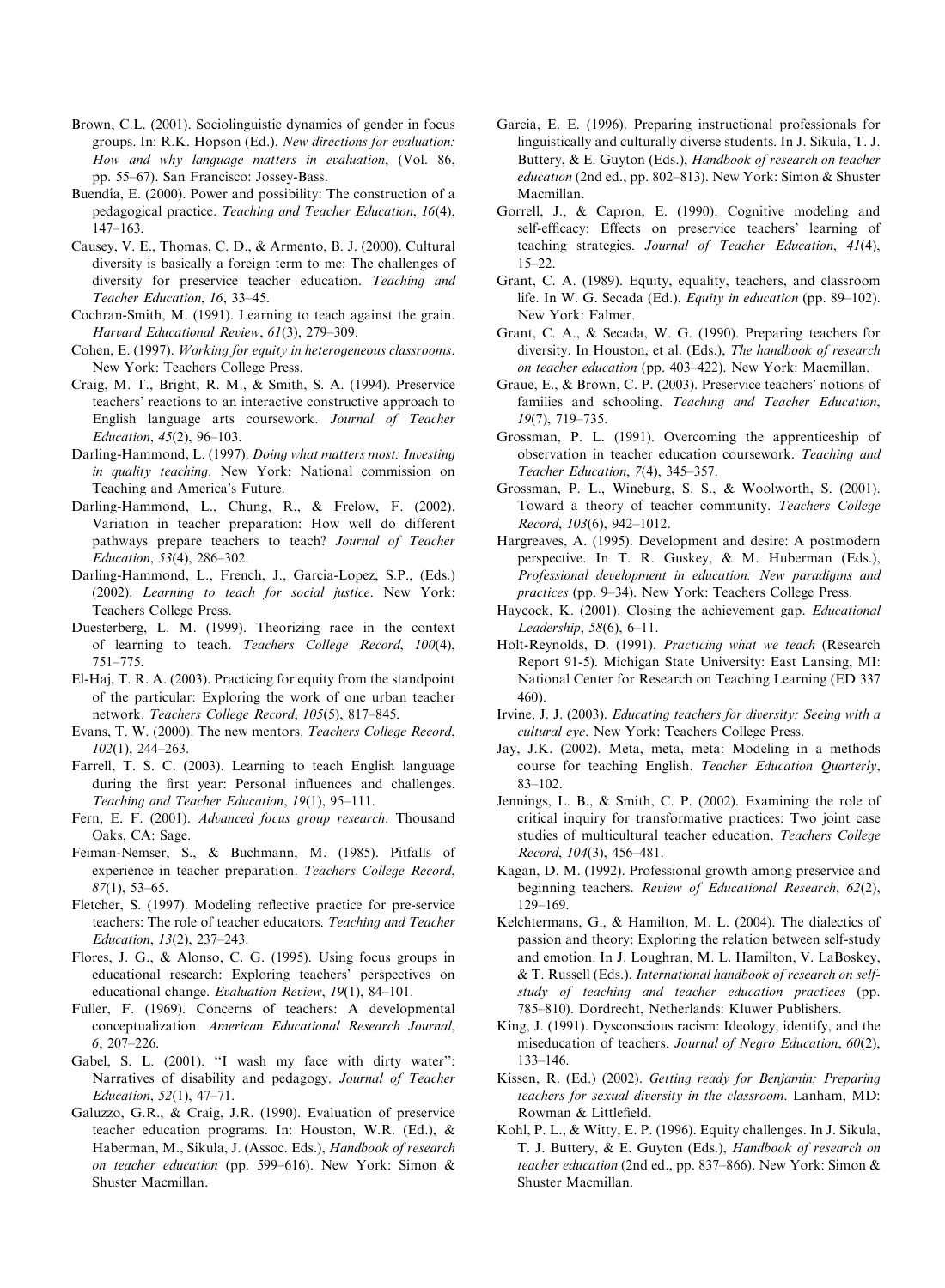Brown, C.L. (2001). Sociolinguistic dynamics of gender in focus groups. In: R.K. Hopson (Ed.), *New directions for evaluation: How and why language matters in evaluation*, (Vol. 86, pp. 55–67). San Francisco: Jossey-Bass.

Buendía, E. (2000). Power and possibility: The construction of a pedagogical practice. *Teaching and Teacher Education*, *16*(4), 147–163.

Causey, V. E., Thomas, C. D., & Armento, B. J. (2000). Cultural diversity is basically a foreign term to me: The challenges of diversity for preservice teacher education. *Teaching and Teacher Education*, *16*, 33–45.

Cochran-Smith, M. (1991). Learning to teach against the grain. *Harvard Educational Review*, *61*(3), 279–309.

Cohen, E. (1997). *Working for equity in heterogeneous classrooms*. New York: Teachers College Press.

Craig, M. T., Bright, R. M., & Smith, S. A. (1994). Preservice teachers' reactions to an interactive constructive approach to English language arts coursework. *Journal of Teacher Education*, *45*(2), 96–103.

Darling-Hammond, L. (1997). *Doing what matters most: Investing in quality teaching*. New York: National commission on Teaching and America's Future.

Darling-Hammond, L., Chung, R., & Frelow, F. (2002). Variation in teacher preparation: How well do different pathways prepare teachers to teach? *Journal of Teacher Education*, *53*(4), 286–302.

Darling-Hammond, L., French, J., Garcia-Lopez, S.P., (Eds.) (2002). *Learning to teach for social justice*. New York: Teachers College Press.

Duesterberg, L. M. (1999). Theorizing race in the context of learning to teach. *Teachers College Record*, *100*(4), 751–775.

El-Haj, T. R. A. (2003). Practicing for equity from the standpoint of the particular: Exploring the work of one urban teacher network. *Teachers College Record*, *105*(5), 817–845.

Evans, T. W. (2000). The new mentors. *Teachers College Record*, *102*(1), 244–263.

Farrell, T. S. C. (2003). Learning to teach English language during the first year: Personal influences and challenges. *Teaching and Teacher Education*, *19*(1), 95–111.

Fern, E. F. (2001). *Advanced focus group research*. Thousand Oaks, CA: Sage.

Feiman-Nemser, S., & Buchmann, M. (1985). Pitfalls of experience in teacher preparation. *Teachers College Record*, *87*(1), 53–65.

Fletcher, S. (1997). Modeling reflective practice for pre-service teachers: The role of teacher educators. *Teaching and Teacher Education*, *13*(2), 237–243.

Flores, J. G., & Alonso, C. G. (1995). Using focus groups in educational research: Exploring teachers' perspectives on educational change. *Evaluation Review*, *19*(1), 84–101.

Fuller, F. (1969). Concerns of teachers: A developmental conceptualization. *American Educational Research Journal*, *6*, 207–226.

Gabel, S. L. (2001). "I wash my face with dirty water": Narratives of disability and pedagogy. *Journal of Teacher Education*, *52*(1), 47–71.

Galuzzo, G.R., & Craig, J.R. (1990). Evaluation of preservice teacher education programs. In: Houston, W.R. (Ed.), & Haberman, M., Sikula, J. (Assoc. Eds.), *Handbook of research on teacher education* (pp. 599–616). New York: Simon & Shuster Macmillan.

Garcia, E. E. (1996). Preparing instructional professionals for linguistically and culturally diverse students. In J. Sikula, T. J. Buttery, & E. Guyton (Eds.), *Handbook of research on teacher education* (2nd ed., pp. 802–813). New York: Simon & Shuster Macmillan.

Gorrell, J., & Capron, E. (1990). Cognitive modeling and self-efficacy: Effects on preservice teachers' learning of teaching strategies. *Journal of Teacher Education*, *41*(4), 15–22.

Grant, C. A. (1989). Equity, equality, teachers, and classroom life. In W. G. Secada (Ed.), *Equity in education* (pp. 89–102). New York: Falmer.

Grant, C. A., & Secada, W. G. (1990). Preparing teachers for diversity. In Houston, et al. (Eds.), *The handbook of research on teacher education* (pp. 403–422). New York: Macmillan.

Graue, E., & Brown, C. P. (2003). Preservice teachers' notions of families and schooling. *Teaching and Teacher Education*, *19*(7), 719–735.

Grossman, P. L. (1991). Overcoming the apprenticeship of observation in teacher education coursework. *Teaching and Teacher Education*, *7*(4), 345–357.

Grossman, P. L., Wineburg, S. S., & Woolworth, S. (2001). Toward a theory of teacher community. *Teachers College Record*, *103*(6), 942–1012.

Hargreaves, A. (1995). Development and desire: A postmodern perspective. In T. R. Guskey, & M. Huberman (Eds.), *Professional development in education: New paradigms and practices* (pp. 9–34). New York: Teachers College Press.

Haycock, K. (2001). Closing the achievement gap. *Educational Leadership*, *58*(6), 6–11.

Holt-Reynolds, D. (1991). *Practicing what we teach* (Research Report 91-5). Michigan State University: East Lansing, MI: National Center for Research on Teaching Learning (ED 337 460).

Irvine, J. J. (2003). *Educating teachers for diversity: Seeing with a cultural eye*. New York: Teachers College Press.

Jay, J.K. (2002). Meta, meta, meta: Modeling in a methods course for teaching English. *Teacher Education Quarterly*, 83–102.

Jennings, L. B., & Smith, C. P. (2002). Examining the role of critical inquiry for transformative practices: Two joint case studies of multicultural teacher education. *Teachers College Record*, *104*(3), 456–481.

Kagan, D. M. (1992). Professional growth among preservice and beginning teachers. *Review of Educational Research*, *62*(2), 129–169.

Kelchtermans, G., & Hamilton, M. L. (2004). The dialectics of passion and theory: Exploring the relation between self-study and emotion. In J. Loughran, M. L. Hamilton, V. LaBoskey, & T. Russell (Eds.), *International handbook of research on self-study of teaching and teacher education practices* (pp. 785–810). Dordrecht, Netherlands: Kluwer Publishers.

King, J. (1991). Dysconscious racism: Ideology, identify, and the miseducation of teachers. *Journal of Negro Education*, *60*(2), 133–146.

Kissen, R. (Ed.) (2002). *Getting ready for Benjamin: Preparing teachers for sexual diversity in the classroom*. Lanham, MD: Rowman & Littlefield.

Kohl, P. L., & Witty, E. P. (1996). Equity challenges. In J. Sikula, T. J. Buttery, & E. Guyton (Eds.), *Handbook of research on teacher education* (2nd ed., pp. 837–866). New York: Simon & Shuster Macmillan.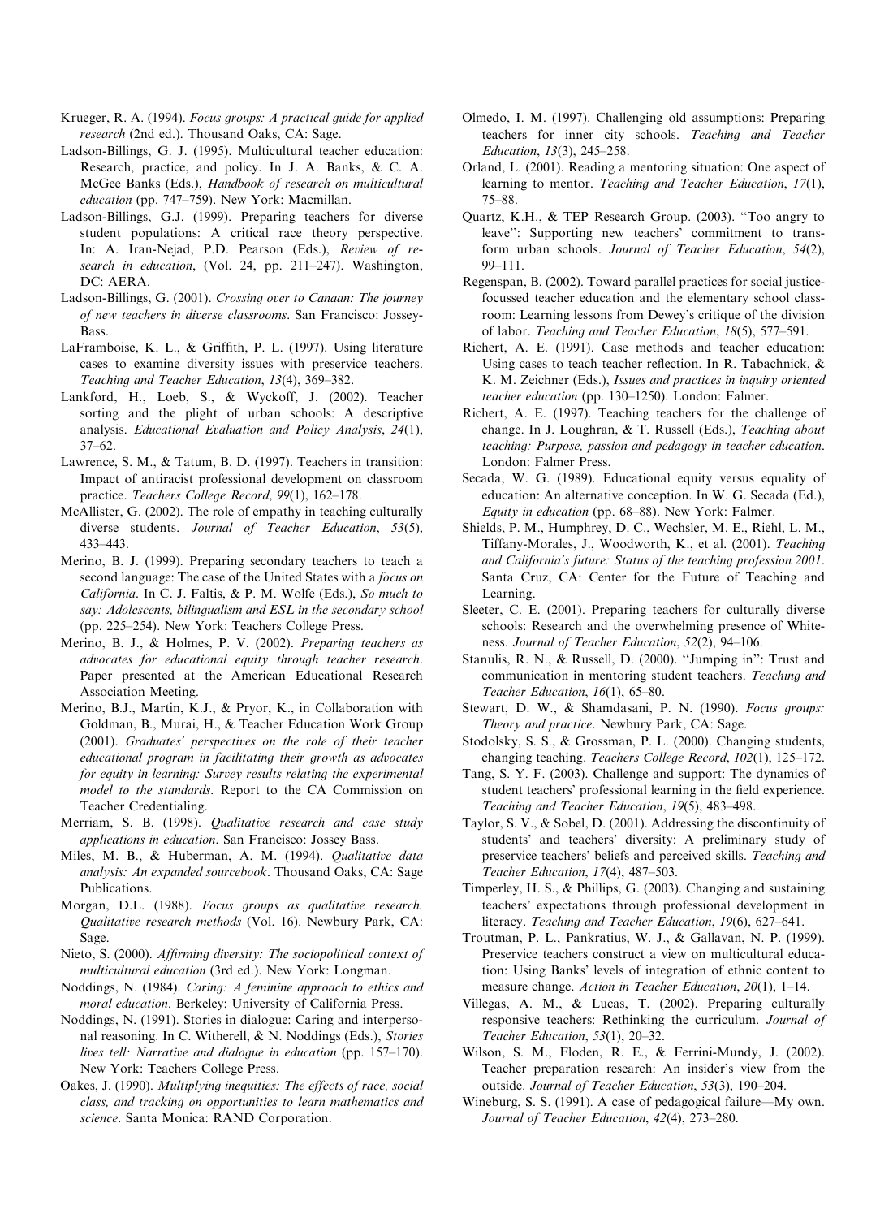Krueger, R. A. (1994). *Focus groups: A practical guide for applied research* (2nd ed.). Thousand Oaks, CA: Sage.

Ladson-Billings, G. J. (1995). Multicultural teacher education: Research, practice, and policy. In J. A. Banks, & C. A. McGee Banks (Eds.), *Handbook of research on multicultural education* (pp. 747–759). New York: Macmillan.

Ladson-Billings, G.J. (1999). Preparing teachers for diverse student populations: A critical race theory perspective. In: A. Iran-Nejad, P.D. Pearson (Eds.), *Review of research in education*, (Vol. 24, pp. 211–247). Washington, DC: AERA.

Ladson-Billings, G. (2001). *Crossing over to Canaan: The journey of new teachers in diverse classrooms*. San Francisco: Jossey-Bass.

LaFramboise, K. L., & Griffith, P. L. (1997). Using literature cases to examine diversity issues with preservice teachers. *Teaching and Teacher Education*, *13*(4), 369–382.

Lankford, H., Loeb, S., & Wyckoff, J. (2002). Teacher sorting and the plight of urban schools: A descriptive analysis. *Educational Evaluation and Policy Analysis*, *24*(1), 37–62.

Lawrence, S. M., & Tatum, B. D. (1997). Teachers in transition: Impact of antiracist professional development on classroom practice. *Teachers College Record*, *99*(1), 162–178.

McAllister, G. (2002). The role of empathy in teaching culturally diverse students. *Journal of Teacher Education*, *53*(5), 433–443.

Merino, B. J. (1999). Preparing secondary teachers to teach a second language: The case of the United States with a *focus on California*. In C. J. Faltis, & P. M. Wolfe (Eds.), *So much to say: Adolescents, bilingualism and ESL in the secondary school* (pp. 225–254). New York: Teachers College Press.

Merino, B. J., & Holmes, P. V. (2002). *Preparing teachers as advocates for educational equity through teacher research*. Paper presented at the American Educational Research Association Meeting.

Merino, B.J., Martin, K.J., & Pryor, K., in Collaboration with Goldman, B., Murai, H., & Teacher Education Work Group (2001). *Graduates' perspectives on the role of their teacher educational program in facilitating their growth as advocates for equity in learning: Survey results relating the experimental model to the standards*. Report to the CA Commission on Teacher Credentialing.

Merriam, S. B. (1998). *Qualitative research and case study applications in education*. San Francisco: Jossey Bass.

Miles, M. B., & Huberman, A. M. (1994). *Qualitative data analysis: An expanded sourcebook*. Thousand Oaks, CA: Sage Publications.

Morgan, D.L. (1988). *Focus groups as qualitative research. Qualitative research methods* (Vol. 16). Newbury Park, CA: Sage.

Nieto, S. (2000). *Affirming diversity: The sociopolitical context of multicultural education* (3rd ed.). New York: Longman.

Noddings, N. (1984). *Caring: A feminine approach to ethics and moral education*. Berkeley: University of California Press.

Noddings, N. (1991). Stories in dialogue: Caring and interpersonal reasoning. In C. Witherell, & N. Noddings (Eds.), *Stories lives tell: Narrative and dialogue in education* (pp. 157–170). New York: Teachers College Press.

Oakes, J. (1990). *Multiplying inequities: The effects of race, social class, and tracking on opportunities to learn mathematics and science*. Santa Monica: RAND Corporation.

Olmedo, I. M. (1997). Challenging old assumptions: Preparing teachers for inner city schools. *Teaching and Teacher Education*, *13*(3), 245–258.

Orland, L. (2001). Reading a mentoring situation: One aspect of learning to mentor. *Teaching and Teacher Education*, *17*(1), 75–88.

Quartz, K.H., & TEP Research Group. (2003). "Too angry to leave": Supporting new teachers' commitment to transform urban schools. *Journal of Teacher Education*, *54*(2), 99–111.

Regenspan, B. (2002). Toward parallel practices for social justice-focussed teacher education and the elementary school classroom: Learning lessons from Dewey's critique of the division of labor. *Teaching and Teacher Education*, *18*(5), 577–591.

Richert, A. E. (1991). Case methods and teacher education: Using cases to teach teacher reflection. In R. Tabachnick, & K. M. Zeichner (Eds.), *Issues and practices in inquiry oriented teacher education* (pp. 130–1250). London: Falmer.

Richert, A. E. (1997). Teaching teachers for the challenge of change. In J. Loughran, & T. Russell (Eds.), *Teaching about teaching: Purpose, passion and pedagogy in teacher education*. London: Falmer Press.

Secada, W. G. (1989). Educational equity versus equality of education: An alternative conception. In W. G. Secada (Ed.), *Equity in education* (pp. 68–88). New York: Falmer.

Shields, P. M., Humphrey, D. C., Wechsler, M. E., Riehl, L. M., Tiffany-Morales, J., Woodworth, K., et al. (2001). *Teaching and California's future: Status of the teaching profession 2001*. Santa Cruz, CA: Center for the Future of Teaching and Learning.

Sleeter, C. E. (2001). Preparing teachers for culturally diverse schools: Research and the overwhelming presence of Whiteness. *Journal of Teacher Education*, *52*(2), 94–106.

Stanulis, R. N., & Russell, D. (2000). "Jumping in": Trust and communication in mentoring student teachers. *Teaching and Teacher Education*, *16*(1), 65–80.

Stewart, D. W., & Shamdasani, P. N. (1990). *Focus groups: Theory and practice*. Newbury Park, CA: Sage.

Stodolsky, S. S., & Grossman, P. L. (2000). Changing students, changing teaching. *Teachers College Record*, *102*(1), 125–172.

Tang, S. Y. F. (2003). Challenge and support: The dynamics of student teachers' professional learning in the field experience. *Teaching and Teacher Education*, *19*(5), 483–498.

Taylor, S. V., & Sobel, D. (2001). Addressing the discontinuity of students' and teachers' diversity: A preliminary study of preservice teachers' beliefs and perceived skills. *Teaching and Teacher Education*, *17*(4), 487–503.

Timperley, H. S., & Phillips, G. (2003). Changing and sustaining teachers' expectations through professional development in literacy. *Teaching and Teacher Education*, *19*(6), 627–641.

Troutman, P. L., Pankratius, W. J., & Gallavan, N. P. (1999). Preservice teachers construct a view on multicultural education: Using Banks' levels of integration of ethnic content to measure change. *Action in Teacher Education*, *20*(1), 1–14.

Villegas, A. M., & Lucas, T. (2002). Preparing culturally responsive teachers: Rethinking the curriculum. *Journal of Teacher Education*, *53*(1), 20–32.

Wilson, S. M., Floden, R. E., & Ferrini-Mundy, J. (2002). Teacher preparation research: An insider's view from the outside. *Journal of Teacher Education*, *53*(3), 190–204.

Wineburg, S. S. (1991). A case of pedagogical failure—My own. *Journal of Teacher Education*, *42*(4), 273–280.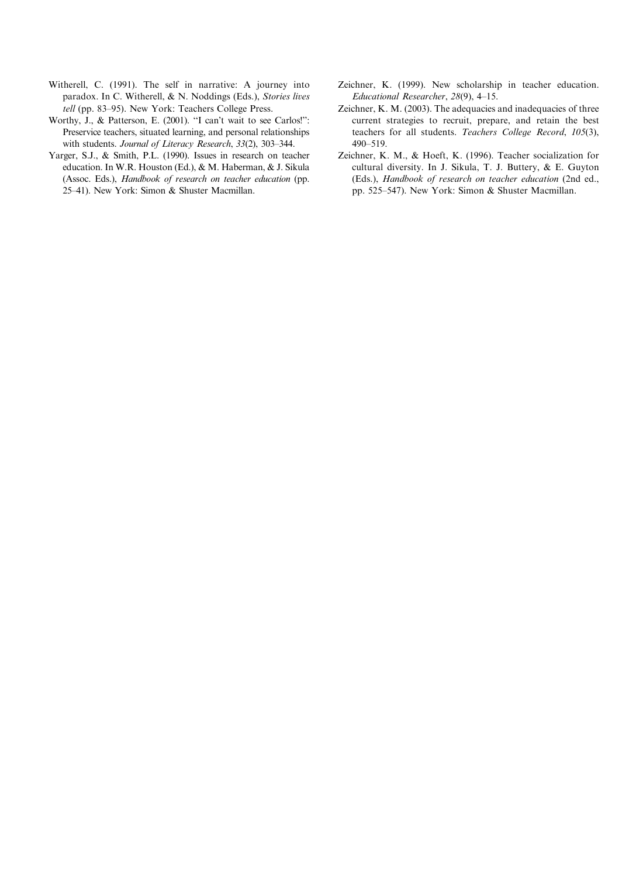Witherell, C. (1991). The self in narrative: A journey into paradox. In C. Witherell, & N. Noddings (Eds.), *Stories lives tell* (pp. 83–95). New York: Teachers College Press.

Worthy, J., & Patterson, E. (2001). "I can't wait to see Carlos!": Preservice teachers, situated learning, and personal relationships with students. *Journal of Literacy Research*, *33*(2), 303–344.

Yarger, S.J., & Smith, P.L. (1990). Issues in research on teacher education. In W.R. Houston (Ed.), & M. Haberman, & J. Sikula (Assoc. Eds.), *Handbook of research on teacher education* (pp. 25–41). New York: Simon & Shuster Macmillan.

Zeichner, K. (1999). New scholarship in teacher education. *Educational Researcher*, *28*(9), 4–15.

Zeichner, K. M. (2003). The adequacies and inadequacies of three current strategies to recruit, prepare, and retain the best teachers for all students. *Teachers College Record*, *105*(3), 490–519.

Zeichner, K. M., & Hoeft, K. (1996). Teacher socialization for cultural diversity. In J. Sikula, T. J. Buttery, & E. Guyton (Eds.), *Handbook of research on teacher education* (2nd ed., pp. 525–547). New York: Simon & Shuster Macmillan.